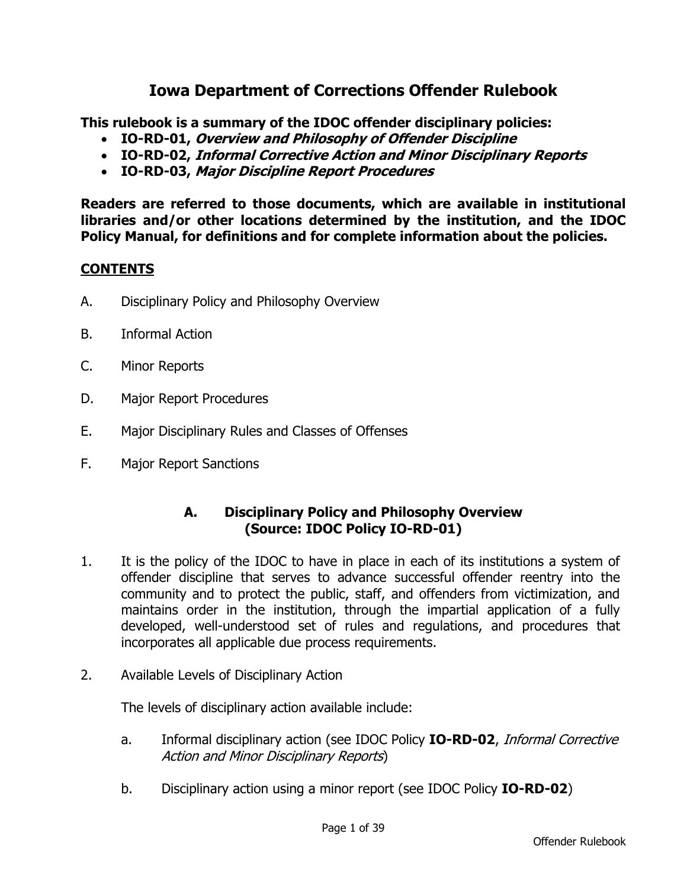# Iowa Department of Corrections Offender Rulebook

**This rulebook is a summary of the IDOC offender disciplinary policies:**

- **IO-RD-01, *Overview and Philosophy of Offender Discipline***
- **IO-RD-02, *Informal Corrective Action and Minor Disciplinary Reports***
- **IO-RD-03, *Major Discipline Report Procedures***

**Readers are referred to those documents, which are available in institutional libraries and/or other locations determined by the institution, and the IDOC Policy Manual, for definitions and for complete information about the policies.**

## CONTENTS

A. Disciplinary Policy and Philosophy Overview

B. Informal Action

C. Minor Reports

D. Major Report Procedures

E. Major Disciplinary Rules and Classes of Offenses

F. Major Report Sanctions

## A. Disciplinary Policy and Philosophy Overview (Source: IDOC Policy IO-RD-01)

1. It is the policy of the IDOC to have in place in each of its institutions a system of offender discipline that serves to advance successful offender reentry into the community and to protect the public, staff, and offenders from victimization, and maintains order in the institution, through the impartial application of a fully developed, well-understood set of rules and regulations, and procedures that incorporates all applicable due process requirements.

2. Available Levels of Disciplinary Action

   The levels of disciplinary action available include:

   a. Informal disciplinary action (see IDOC Policy **IO-RD-02**, *Informal Corrective Action and Minor Disciplinary Reports*)

   b. Disciplinary action using a minor report (see IDOC Policy **IO-RD-02**)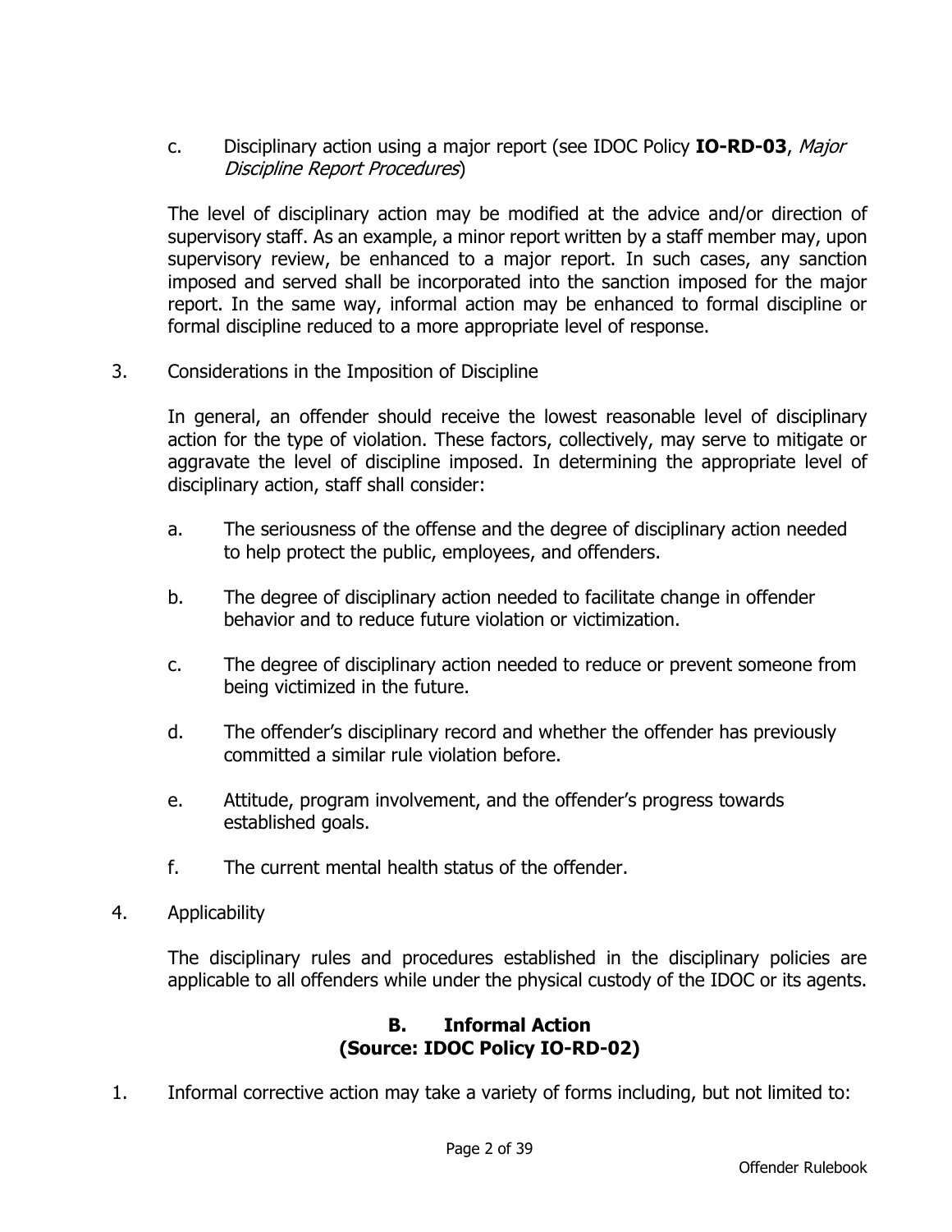c. Disciplinary action using a major report (see IDOC Policy **IO-RD-03**, *Major Discipline Report Procedures*)

The level of disciplinary action may be modified at the advice and/or direction of supervisory staff. As an example, a minor report written by a staff member may, upon supervisory review, be enhanced to a major report. In such cases, any sanction imposed and served shall be incorporated into the sanction imposed for the major report. In the same way, informal action may be enhanced to formal discipline or formal discipline reduced to a more appropriate level of response.

3. Considerations in the Imposition of Discipline

In general, an offender should receive the lowest reasonable level of disciplinary action for the type of violation. These factors, collectively, may serve to mitigate or aggravate the level of discipline imposed. In determining the appropriate level of disciplinary action, staff shall consider:

a. The seriousness of the offense and the degree of disciplinary action needed to help protect the public, employees, and offenders.

b. The degree of disciplinary action needed to facilitate change in offender behavior and to reduce future violation or victimization.

c. The degree of disciplinary action needed to reduce or prevent someone from being victimized in the future.

d. The offender's disciplinary record and whether the offender has previously committed a similar rule violation before.

e. Attitude, program involvement, and the offender's progress towards established goals.

f. The current mental health status of the offender.

4. Applicability

The disciplinary rules and procedures established in the disciplinary policies are applicable to all offenders while under the physical custody of the IDOC or its agents.

## B. Informal Action
## (Source: IDOC Policy IO-RD-02)

1. Informal corrective action may take a variety of forms including, but not limited to: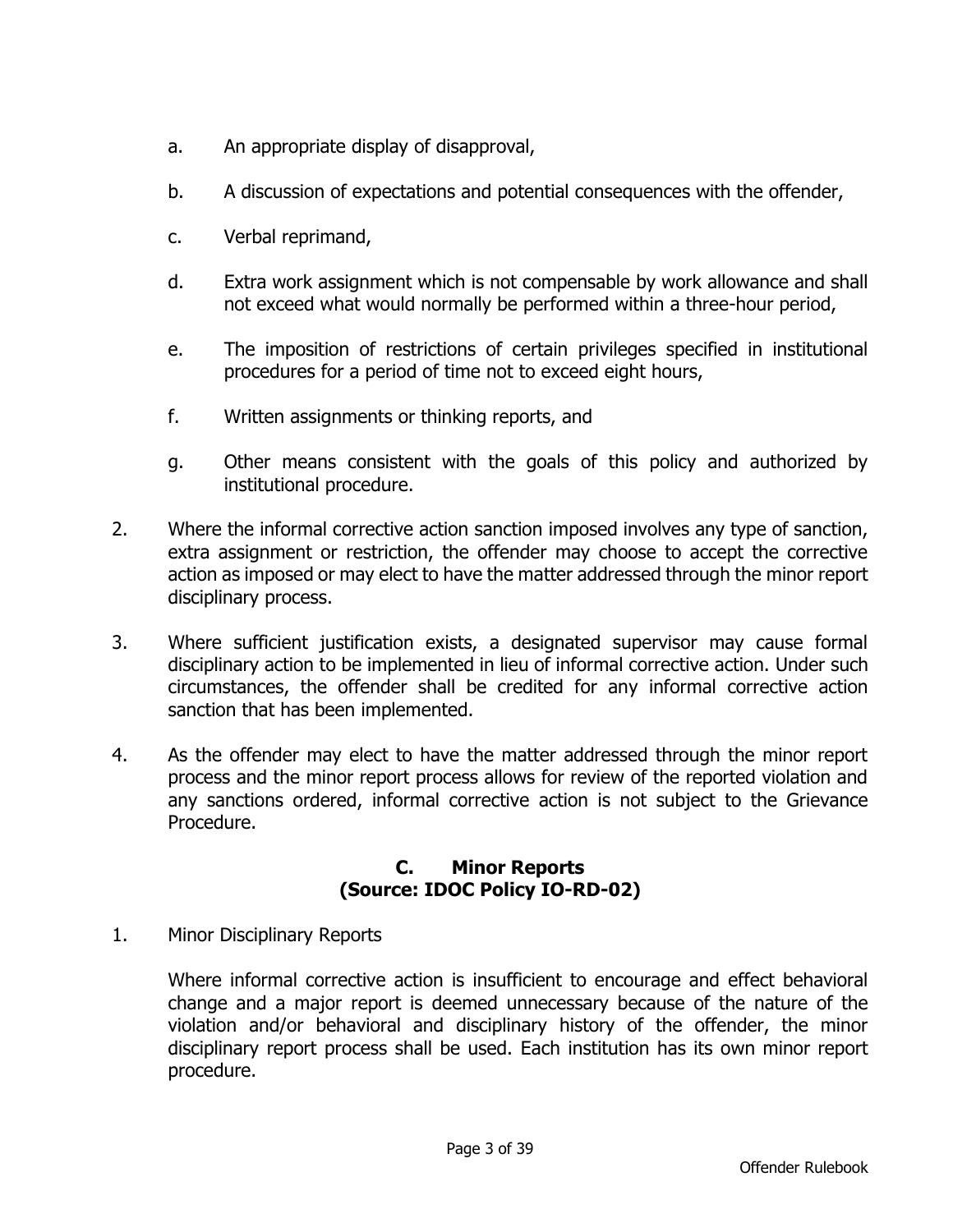a. An appropriate display of disapproval,

   b. A discussion of expectations and potential consequences with the offender,

   c. Verbal reprimand,

   d. Extra work assignment which is not compensable by work allowance and shall not exceed what would normally be performed within a three-hour period,

   e. The imposition of restrictions of certain privileges specified in institutional procedures for a period of time not to exceed eight hours,

   f. Written assignments or thinking reports, and

   g. Other means consistent with the goals of this policy and authorized by institutional procedure.

2. Where the informal corrective action sanction imposed involves any type of sanction, extra assignment or restriction, the offender may choose to accept the corrective action as imposed or may elect to have the matter addressed through the minor report disciplinary process.

3. Where sufficient justification exists, a designated supervisor may cause formal disciplinary action to be implemented in lieu of informal corrective action. Under such circumstances, the offender shall be credited for any informal corrective action sanction that has been implemented.

4. As the offender may elect to have the matter addressed through the minor report process and the minor report process allows for review of the reported violation and any sanctions ordered, informal corrective action is not subject to the Grievance Procedure.

## C. Minor Reports
## (Source: IDOC Policy IO-RD-02)

1. Minor Disciplinary Reports

   Where informal corrective action is insufficient to encourage and effect behavioral change and a major report is deemed unnecessary because of the nature of the violation and/or behavioral and disciplinary history of the offender, the minor disciplinary report process shall be used. Each institution has its own minor report procedure.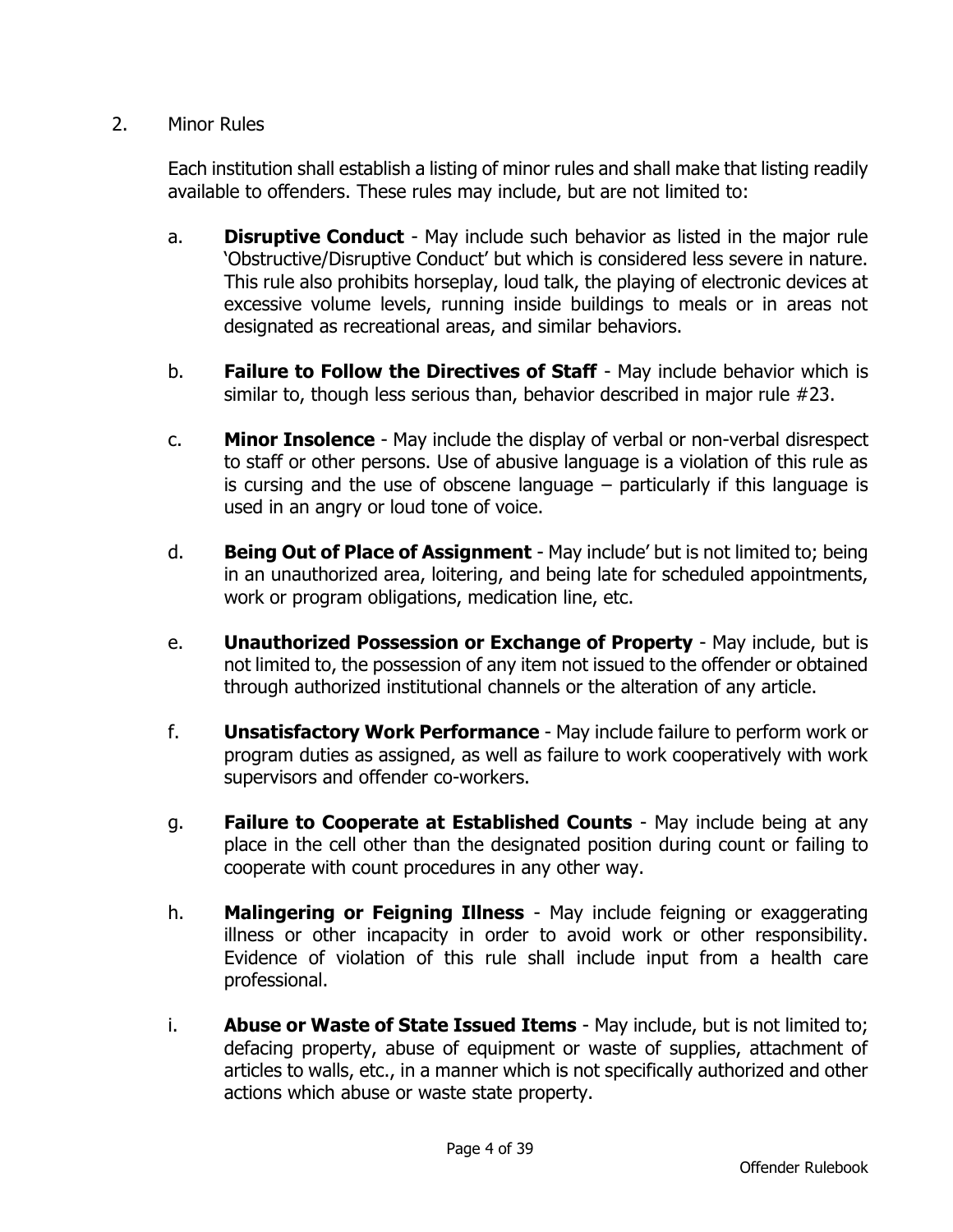2. Minor Rules

Each institution shall establish a listing of minor rules and shall make that listing readily available to offenders. These rules may include, but are not limited to:

a. **Disruptive Conduct** - May include such behavior as listed in the major rule 'Obstructive/Disruptive Conduct' but which is considered less severe in nature. This rule also prohibits horseplay, loud talk, the playing of electronic devices at excessive volume levels, running inside buildings to meals or in areas not designated as recreational areas, and similar behaviors.

b. **Failure to Follow the Directives of Staff** - May include behavior which is similar to, though less serious than, behavior described in major rule #23.

c. **Minor Insolence** - May include the display of verbal or non-verbal disrespect to staff or other persons. Use of abusive language is a violation of this rule as is cursing and the use of obscene language – particularly if this language is used in an angry or loud tone of voice.

d. **Being Out of Place of Assignment** - May include' but is not limited to; being in an unauthorized area, loitering, and being late for scheduled appointments, work or program obligations, medication line, etc.

e. **Unauthorized Possession or Exchange of Property** - May include, but is not limited to, the possession of any item not issued to the offender or obtained through authorized institutional channels or the alteration of any article.

f. **Unsatisfactory Work Performance** - May include failure to perform work or program duties as assigned, as well as failure to work cooperatively with work supervisors and offender co-workers.

g. **Failure to Cooperate at Established Counts** - May include being at any place in the cell other than the designated position during count or failing to cooperate with count procedures in any other way.

h. **Malingering or Feigning Illness** - May include feigning or exaggerating illness or other incapacity in order to avoid work or other responsibility. Evidence of violation of this rule shall include input from a health care professional.

i. **Abuse or Waste of State Issued Items** - May include, but is not limited to; defacing property, abuse of equipment or waste of supplies, attachment of articles to walls, etc., in a manner which is not specifically authorized and other actions which abuse or waste state property.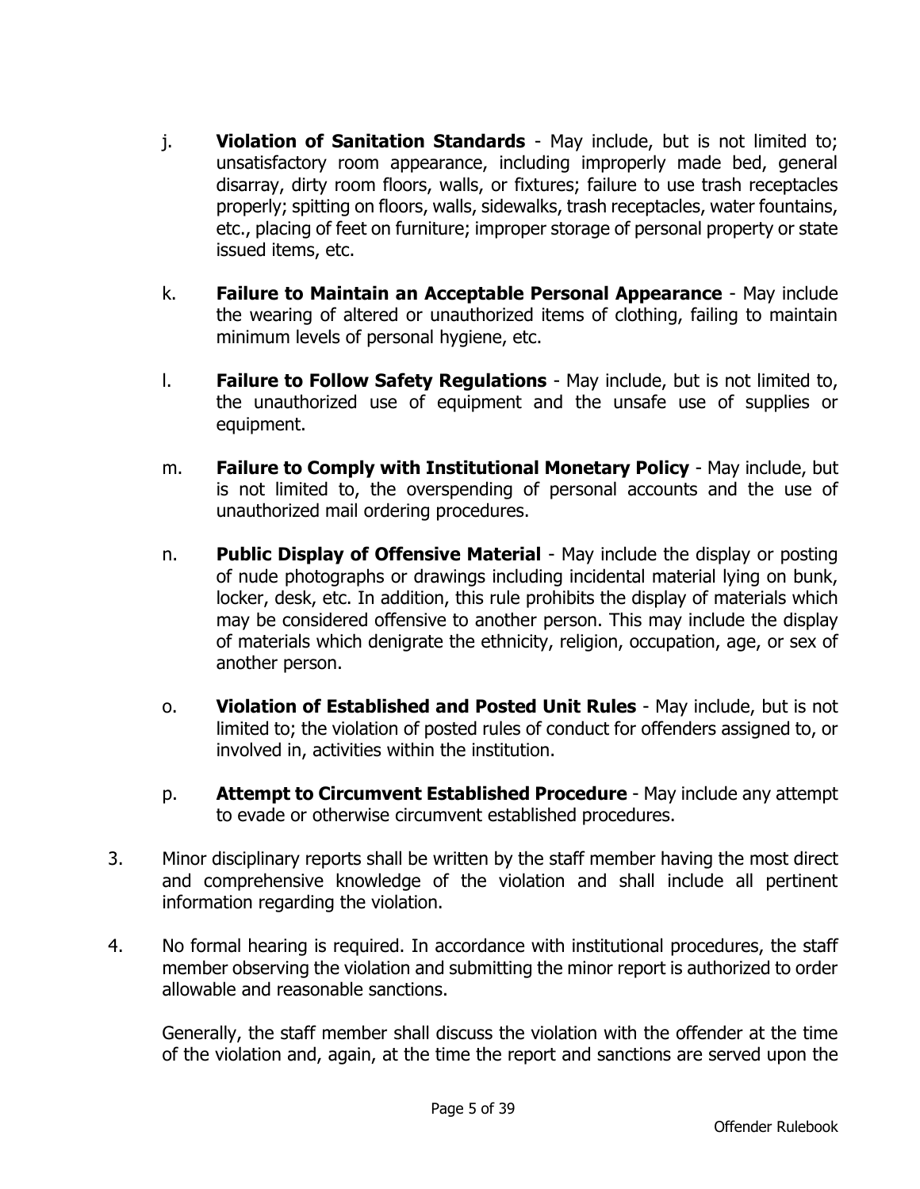j. **Violation of Sanitation Standards** - May include, but is not limited to; unsatisfactory room appearance, including improperly made bed, general disarray, dirty room floors, walls, or fixtures; failure to use trash receptacles properly; spitting on floors, walls, sidewalks, trash receptacles, water fountains, etc., placing of feet on furniture; improper storage of personal property or state issued items, etc.

k. **Failure to Maintain an Acceptable Personal Appearance** - May include the wearing of altered or unauthorized items of clothing, failing to maintain minimum levels of personal hygiene, etc.

l. **Failure to Follow Safety Regulations** - May include, but is not limited to, the unauthorized use of equipment and the unsafe use of supplies or equipment.

m. **Failure to Comply with Institutional Monetary Policy** - May include, but is not limited to, the overspending of personal accounts and the use of unauthorized mail ordering procedures.

n. **Public Display of Offensive Material** - May include the display or posting of nude photographs or drawings including incidental material lying on bunk, locker, desk, etc. In addition, this rule prohibits the display of materials which may be considered offensive to another person. This may include the display of materials which denigrate the ethnicity, religion, occupation, age, or sex of another person.

o. **Violation of Established and Posted Unit Rules** - May include, but is not limited to; the violation of posted rules of conduct for offenders assigned to, or involved in, activities within the institution.

p. **Attempt to Circumvent Established Procedure** - May include any attempt to evade or otherwise circumvent established procedures.

3. Minor disciplinary reports shall be written by the staff member having the most direct and comprehensive knowledge of the violation and shall include all pertinent information regarding the violation.

4. No formal hearing is required. In accordance with institutional procedures, the staff member observing the violation and submitting the minor report is authorized to order allowable and reasonable sanctions.

   Generally, the staff member shall discuss the violation with the offender at the time of the violation and, again, at the time the report and sanctions are served upon the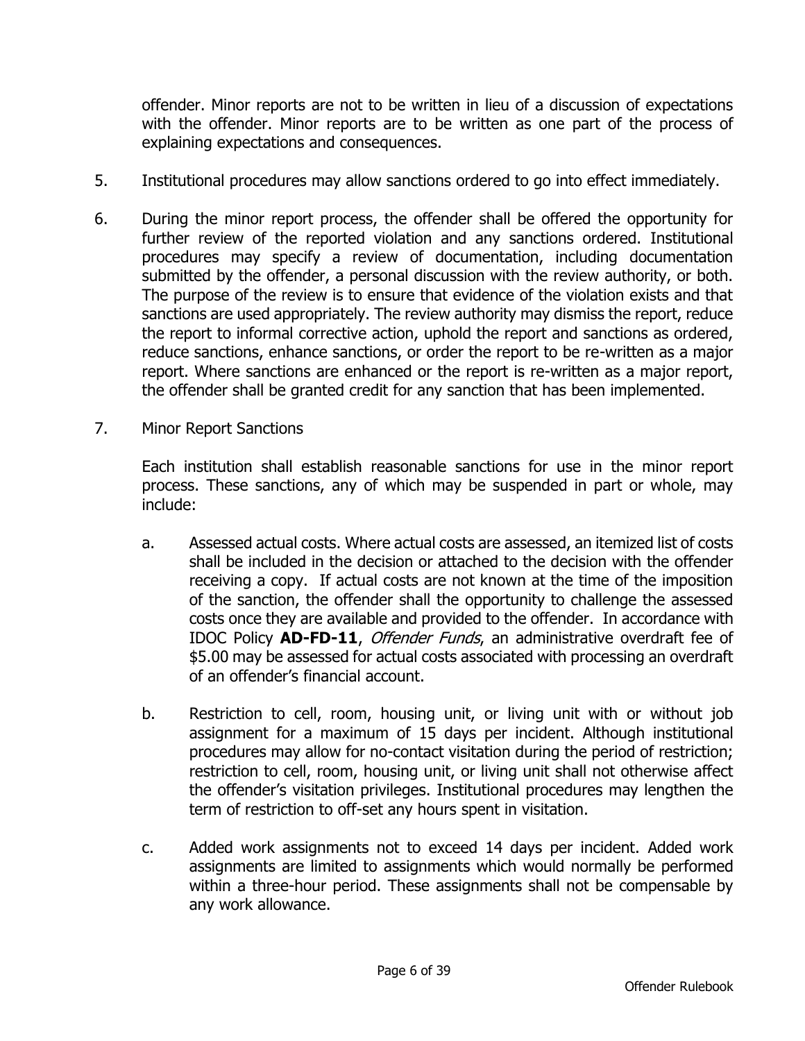offender. Minor reports are not to be written in lieu of a discussion of expectations with the offender. Minor reports are to be written as one part of the process of explaining expectations and consequences.

5. Institutional procedures may allow sanctions ordered to go into effect immediately.

6. During the minor report process, the offender shall be offered the opportunity for further review of the reported violation and any sanctions ordered. Institutional procedures may specify a review of documentation, including documentation submitted by the offender, a personal discussion with the review authority, or both. The purpose of the review is to ensure that evidence of the violation exists and that sanctions are used appropriately. The review authority may dismiss the report, reduce the report to informal corrective action, uphold the report and sanctions as ordered, reduce sanctions, enhance sanctions, or order the report to be re-written as a major report. Where sanctions are enhanced or the report is re-written as a major report, the offender shall be granted credit for any sanction that has been implemented.

7. Minor Report Sanctions

   Each institution shall establish reasonable sanctions for use in the minor report process. These sanctions, any of which may be suspended in part or whole, may include:

   a. Assessed actual costs. Where actual costs are assessed, an itemized list of costs shall be included in the decision or attached to the decision with the offender receiving a copy. If actual costs are not known at the time of the imposition of the sanction, the offender shall the opportunity to challenge the assessed costs once they are available and provided to the offender. In accordance with IDOC Policy **AD-FD-11**, *Offender Funds*, an administrative overdraft fee of $5.00 may be assessed for actual costs associated with processing an overdraft of an offender's financial account.

   b. Restriction to cell, room, housing unit, or living unit with or without job assignment for a maximum of 15 days per incident. Although institutional procedures may allow for no-contact visitation during the period of restriction; restriction to cell, room, housing unit, or living unit shall not otherwise affect the offender's visitation privileges. Institutional procedures may lengthen the term of restriction to off-set any hours spent in visitation.

   c. Added work assignments not to exceed 14 days per incident. Added work assignments are limited to assignments which would normally be performed within a three-hour period. These assignments shall not be compensable by any work allowance.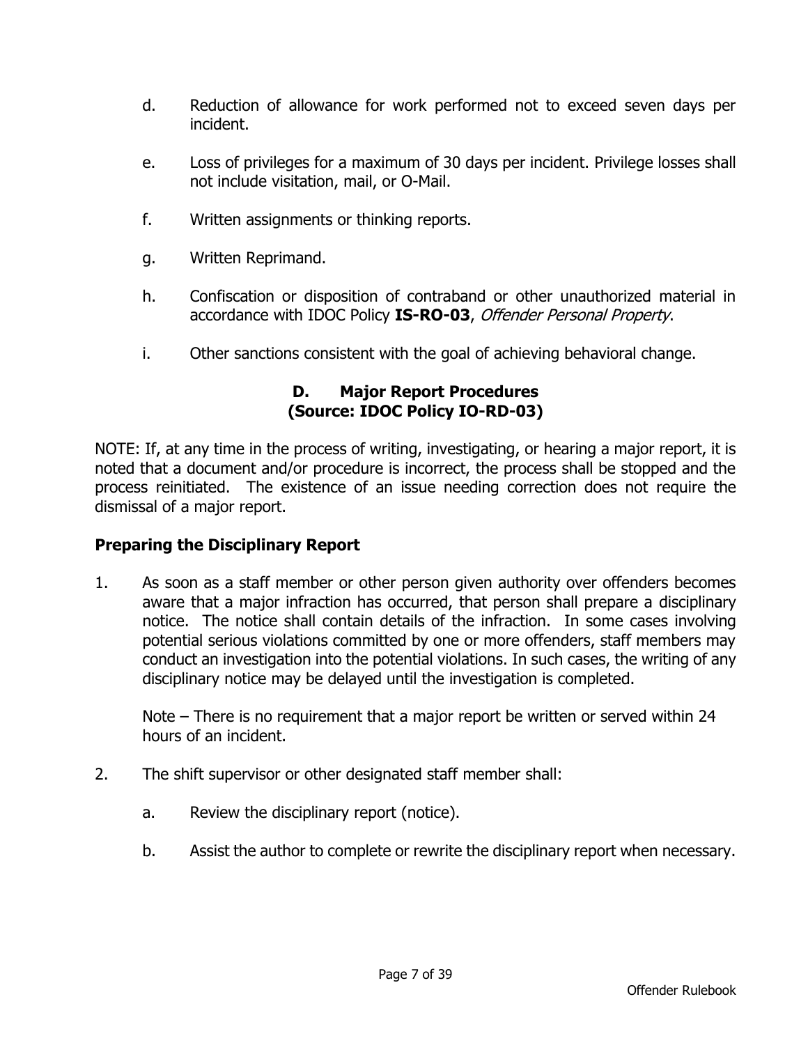d. Reduction of allowance for work performed not to exceed seven days per incident.

e. Loss of privileges for a maximum of 30 days per incident. Privilege losses shall not include visitation, mail, or O-Mail.

f. Written assignments or thinking reports.

g. Written Reprimand.

h. Confiscation or disposition of contraband or other unauthorized material in accordance with IDOC Policy **IS-RO-03**, *Offender Personal Property*.

i. Other sanctions consistent with the goal of achieving behavioral change.

### D. Major Report Procedures (Source: IDOC Policy IO-RD-03)

NOTE: If, at any time in the process of writing, investigating, or hearing a major report, it is noted that a document and/or procedure is incorrect, the process shall be stopped and the process reinitiated. The existence of an issue needing correction does not require the dismissal of a major report.

#### Preparing the Disciplinary Report

1. As soon as a staff member or other person given authority over offenders becomes aware that a major infraction has occurred, that person shall prepare a disciplinary notice. The notice shall contain details of the infraction. In some cases involving potential serious violations committed by one or more offenders, staff members may conduct an investigation into the potential violations. In such cases, the writing of any disciplinary notice may be delayed until the investigation is completed.

   Note – There is no requirement that a major report be written or served within 24 hours of an incident.

2. The shift supervisor or other designated staff member shall:

   a. Review the disciplinary report (notice).

   b. Assist the author to complete or rewrite the disciplinary report when necessary.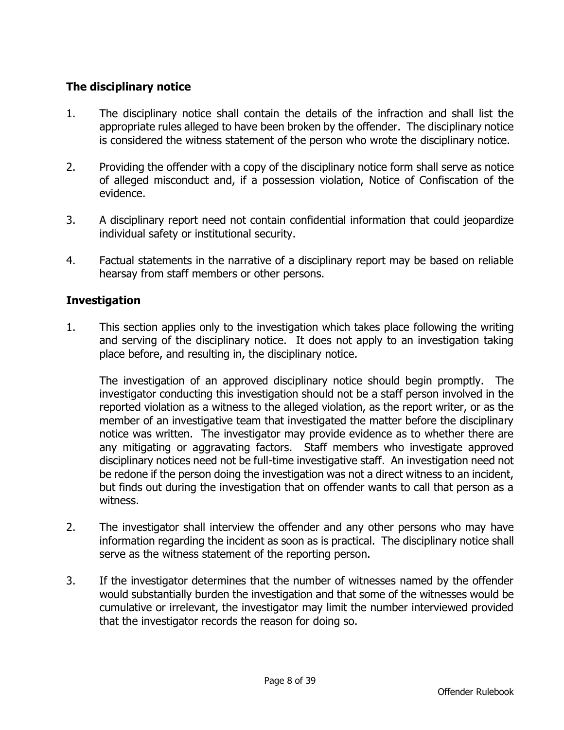### The disciplinary notice

1. The disciplinary notice shall contain the details of the infraction and shall list the appropriate rules alleged to have been broken by the offender. The disciplinary notice is considered the witness statement of the person who wrote the disciplinary notice.

2. Providing the offender with a copy of the disciplinary notice form shall serve as notice of alleged misconduct and, if a possession violation, Notice of Confiscation of the evidence.

3. A disciplinary report need not contain confidential information that could jeopardize individual safety or institutional security.

4. Factual statements in the narrative of a disciplinary report may be based on reliable hearsay from staff members or other persons.

### Investigation

1. This section applies only to the investigation which takes place following the writing and serving of the disciplinary notice. It does not apply to an investigation taking place before, and resulting in, the disciplinary notice.

   The investigation of an approved disciplinary notice should begin promptly. The investigator conducting this investigation should not be a staff person involved in the reported violation as a witness to the alleged violation, as the report writer, or as the member of an investigative team that investigated the matter before the disciplinary notice was written. The investigator may provide evidence as to whether there are any mitigating or aggravating factors. Staff members who investigate approved disciplinary notices need not be full-time investigative staff. An investigation need not be redone if the person doing the investigation was not a direct witness to an incident, but finds out during the investigation that on offender wants to call that person as a witness.

2. The investigator shall interview the offender and any other persons who may have information regarding the incident as soon as is practical. The disciplinary notice shall serve as the witness statement of the reporting person.

3. If the investigator determines that the number of witnesses named by the offender would substantially burden the investigation and that some of the witnesses would be cumulative or irrelevant, the investigator may limit the number interviewed provided that the investigator records the reason for doing so.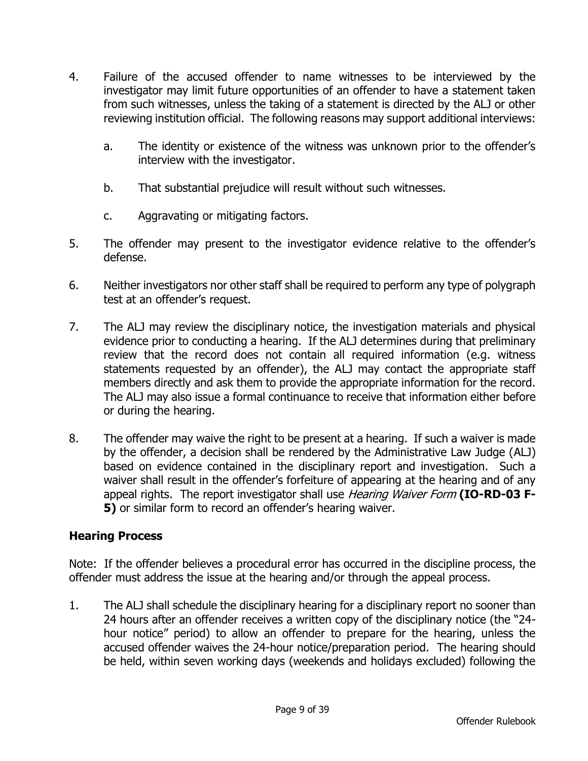4. Failure of the accused offender to name witnesses to be interviewed by the investigator may limit future opportunities of an offender to have a statement taken from such witnesses, unless the taking of a statement is directed by the ALJ or other reviewing institution official. The following reasons may support additional interviews:

    a. The identity or existence of the witness was unknown prior to the offender's interview with the investigator.

    b. That substantial prejudice will result without such witnesses.

    c. Aggravating or mitigating factors.

5. The offender may present to the investigator evidence relative to the offender's defense.

6. Neither investigators nor other staff shall be required to perform any type of polygraph test at an offender's request.

7. The ALJ may review the disciplinary notice, the investigation materials and physical evidence prior to conducting a hearing. If the ALJ determines during that preliminary review that the record does not contain all required information (e.g. witness statements requested by an offender), the ALJ may contact the appropriate staff members directly and ask them to provide the appropriate information for the record. The ALJ may also issue a formal continuance to receive that information either before or during the hearing.

8. The offender may waive the right to be present at a hearing. If such a waiver is made by the offender, a decision shall be rendered by the Administrative Law Judge (ALJ) based on evidence contained in the disciplinary report and investigation. Such a waiver shall result in the offender's forfeiture of appearing at the hearing and of any appeal rights. The report investigator shall use *Hearing Waiver Form* **(IO-RD-03 F-5)** or similar form to record an offender's hearing waiver.

### Hearing Process

Note: If the offender believes a procedural error has occurred in the discipline process, the offender must address the issue at the hearing and/or through the appeal process.

1. The ALJ shall schedule the disciplinary hearing for a disciplinary report no sooner than 24 hours after an offender receives a written copy of the disciplinary notice (the "24-hour notice" period) to allow an offender to prepare for the hearing, unless the accused offender waives the 24-hour notice/preparation period. The hearing should be held, within seven working days (weekends and holidays excluded) following the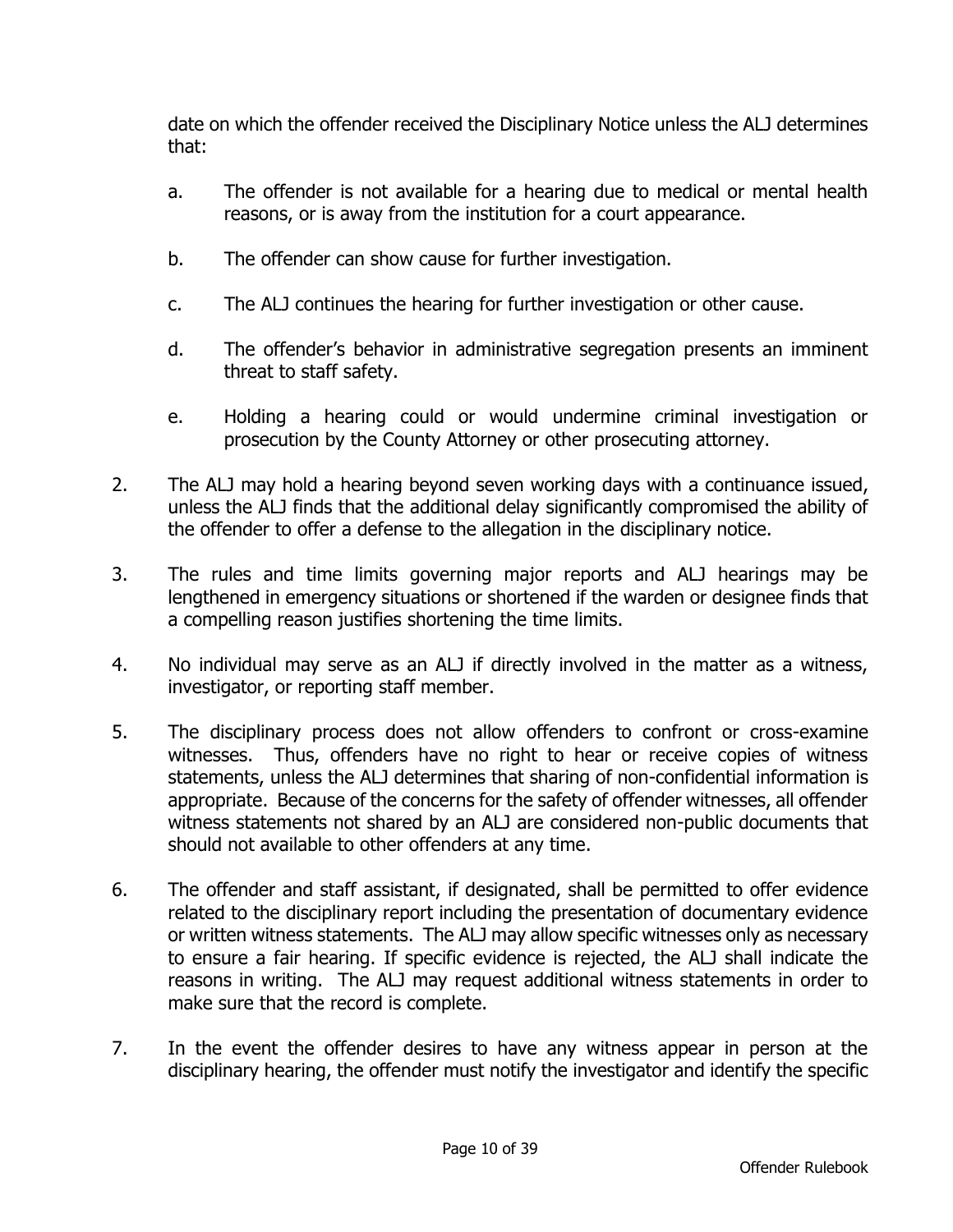date on which the offender received the Disciplinary Notice unless the ALJ determines that:

a. The offender is not available for a hearing due to medical or mental health reasons, or is away from the institution for a court appearance.

b. The offender can show cause for further investigation.

c. The ALJ continues the hearing for further investigation or other cause.

d. The offender's behavior in administrative segregation presents an imminent threat to staff safety.

e. Holding a hearing could or would undermine criminal investigation or prosecution by the County Attorney or other prosecuting attorney.

2. The ALJ may hold a hearing beyond seven working days with a continuance issued, unless the ALJ finds that the additional delay significantly compromised the ability of the offender to offer a defense to the allegation in the disciplinary notice.

3. The rules and time limits governing major reports and ALJ hearings may be lengthened in emergency situations or shortened if the warden or designee finds that a compelling reason justifies shortening the time limits.

4. No individual may serve as an ALJ if directly involved in the matter as a witness, investigator, or reporting staff member.

5. The disciplinary process does not allow offenders to confront or cross-examine witnesses. Thus, offenders have no right to hear or receive copies of witness statements, unless the ALJ determines that sharing of non-confidential information is appropriate. Because of the concerns for the safety of offender witnesses, all offender witness statements not shared by an ALJ are considered non-public documents that should not available to other offenders at any time.

6. The offender and staff assistant, if designated, shall be permitted to offer evidence related to the disciplinary report including the presentation of documentary evidence or written witness statements. The ALJ may allow specific witnesses only as necessary to ensure a fair hearing. If specific evidence is rejected, the ALJ shall indicate the reasons in writing. The ALJ may request additional witness statements in order to make sure that the record is complete.

7. In the event the offender desires to have any witness appear in person at the disciplinary hearing, the offender must notify the investigator and identify the specific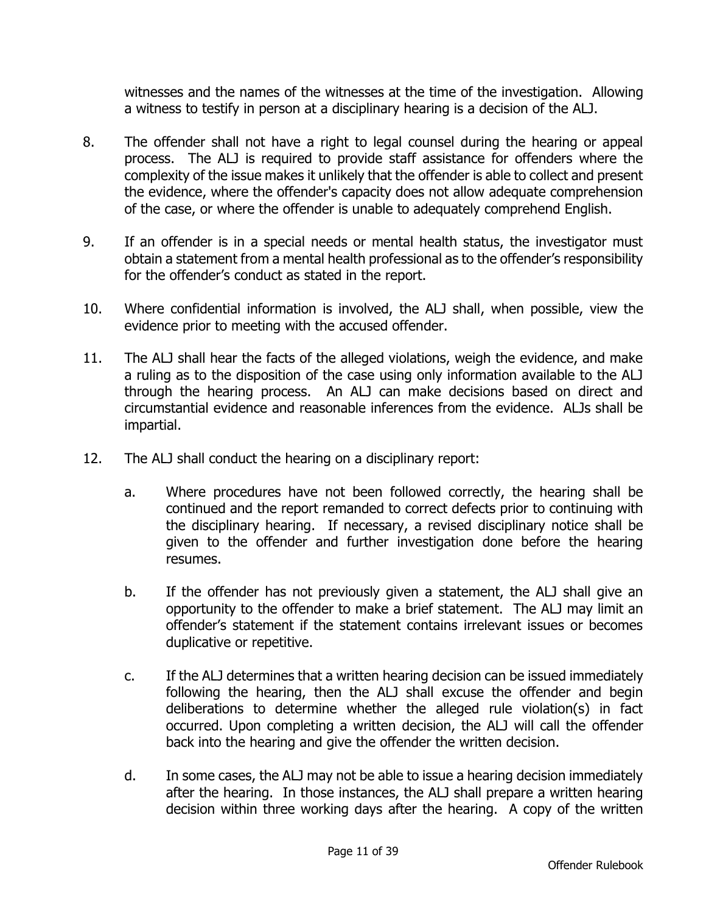witnesses and the names of the witnesses at the time of the investigation. Allowing a witness to testify in person at a disciplinary hearing is a decision of the ALJ.

8. The offender shall not have a right to legal counsel during the hearing or appeal process. The ALJ is required to provide staff assistance for offenders where the complexity of the issue makes it unlikely that the offender is able to collect and present the evidence, where the offender's capacity does not allow adequate comprehension of the case, or where the offender is unable to adequately comprehend English.

9. If an offender is in a special needs or mental health status, the investigator must obtain a statement from a mental health professional as to the offender's responsibility for the offender's conduct as stated in the report.

10. Where confidential information is involved, the ALJ shall, when possible, view the evidence prior to meeting with the accused offender.

11. The ALJ shall hear the facts of the alleged violations, weigh the evidence, and make a ruling as to the disposition of the case using only information available to the ALJ through the hearing process. An ALJ can make decisions based on direct and circumstantial evidence and reasonable inferences from the evidence. ALJs shall be impartial.

12. The ALJ shall conduct the hearing on a disciplinary report:

    a. Where procedures have not been followed correctly, the hearing shall be continued and the report remanded to correct defects prior to continuing with the disciplinary hearing. If necessary, a revised disciplinary notice shall be given to the offender and further investigation done before the hearing resumes.

    b. If the offender has not previously given a statement, the ALJ shall give an opportunity to the offender to make a brief statement. The ALJ may limit an offender's statement if the statement contains irrelevant issues or becomes duplicative or repetitive.

    c. If the ALJ determines that a written hearing decision can be issued immediately following the hearing, then the ALJ shall excuse the offender and begin deliberations to determine whether the alleged rule violation(s) in fact occurred. Upon completing a written decision, the ALJ will call the offender back into the hearing and give the offender the written decision.

    d. In some cases, the ALJ may not be able to issue a hearing decision immediately after the hearing. In those instances, the ALJ shall prepare a written hearing decision within three working days after the hearing. A copy of the written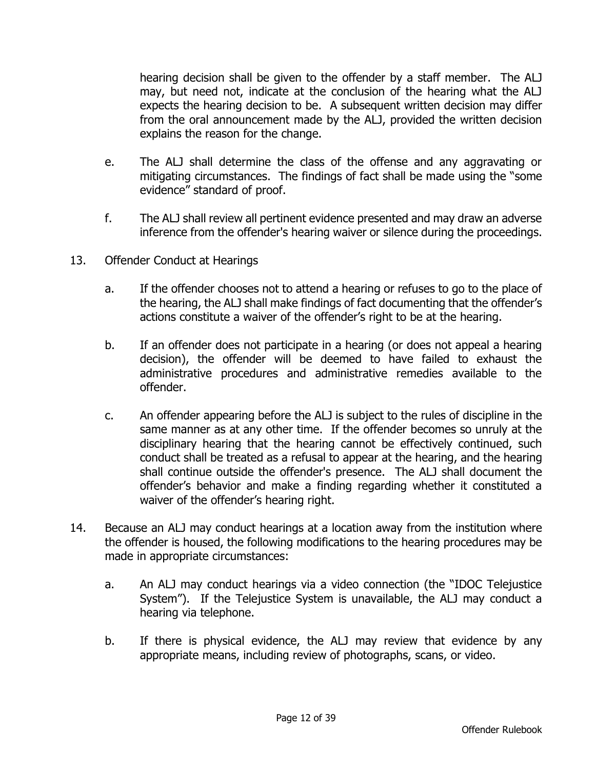hearing decision shall be given to the offender by a staff member. The ALJ may, but need not, indicate at the conclusion of the hearing what the ALJ expects the hearing decision to be. A subsequent written decision may differ from the oral announcement made by the ALJ, provided the written decision explains the reason for the change.

e. The ALJ shall determine the class of the offense and any aggravating or mitigating circumstances. The findings of fact shall be made using the "some evidence" standard of proof.

f. The ALJ shall review all pertinent evidence presented and may draw an adverse inference from the offender's hearing waiver or silence during the proceedings.

13. Offender Conduct at Hearings

a. If the offender chooses not to attend a hearing or refuses to go to the place of the hearing, the ALJ shall make findings of fact documenting that the offender's actions constitute a waiver of the offender's right to be at the hearing.

b. If an offender does not participate in a hearing (or does not appeal a hearing decision), the offender will be deemed to have failed to exhaust the administrative procedures and administrative remedies available to the offender.

c. An offender appearing before the ALJ is subject to the rules of discipline in the same manner as at any other time. If the offender becomes so unruly at the disciplinary hearing that the hearing cannot be effectively continued, such conduct shall be treated as a refusal to appear at the hearing, and the hearing shall continue outside the offender's presence. The ALJ shall document the offender's behavior and make a finding regarding whether it constituted a waiver of the offender's hearing right.

14. Because an ALJ may conduct hearings at a location away from the institution where the offender is housed, the following modifications to the hearing procedures may be made in appropriate circumstances:

a. An ALJ may conduct hearings via a video connection (the "IDOC Telejustice System"). If the Telejustice System is unavailable, the ALJ may conduct a hearing via telephone.

b. If there is physical evidence, the ALJ may review that evidence by any appropriate means, including review of photographs, scans, or video.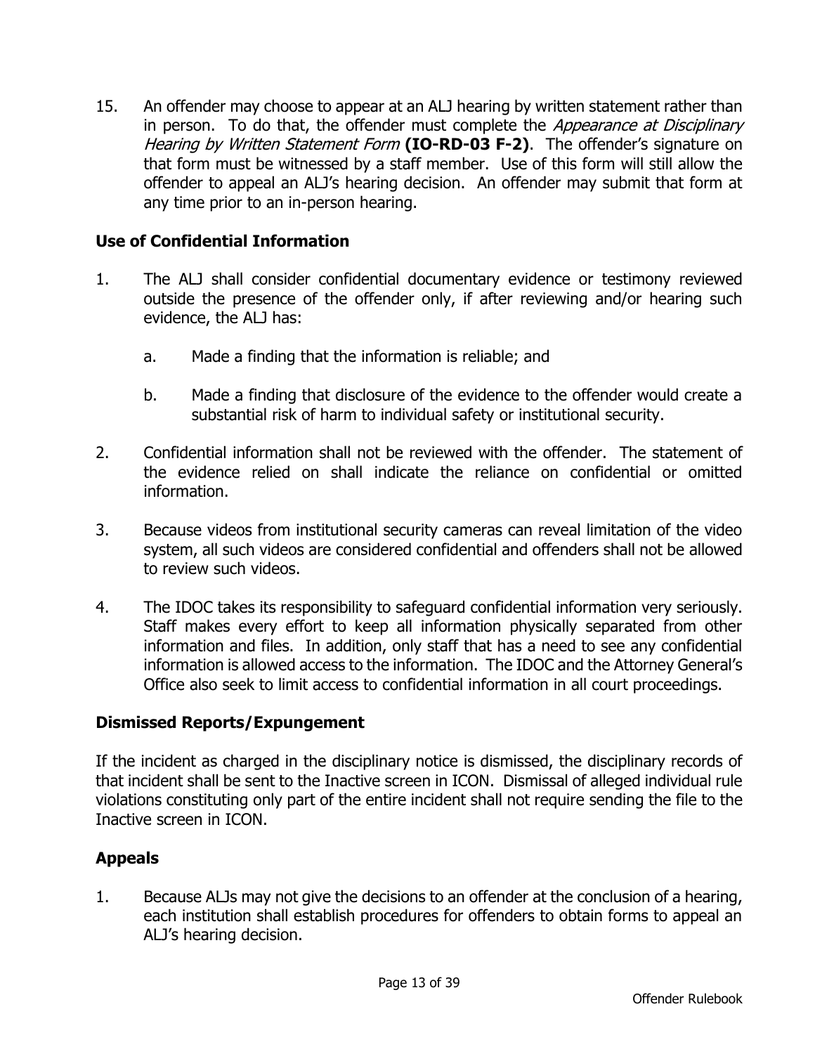15. An offender may choose to appear at an ALJ hearing by written statement rather than in person. To do that, the offender must complete the *Appearance at Disciplinary Hearing by Written Statement Form* **(IO-RD-03 F-2)**. The offender's signature on that form must be witnessed by a staff member. Use of this form will still allow the offender to appeal an ALJ's hearing decision. An offender may submit that form at any time prior to an in-person hearing.

### Use of Confidential Information

1. The ALJ shall consider confidential documentary evidence or testimony reviewed outside the presence of the offender only, if after reviewing and/or hearing such evidence, the ALJ has:

   a. Made a finding that the information is reliable; and

   b. Made a finding that disclosure of the evidence to the offender would create a substantial risk of harm to individual safety or institutional security.

2. Confidential information shall not be reviewed with the offender. The statement of the evidence relied on shall indicate the reliance on confidential or omitted information.

3. Because videos from institutional security cameras can reveal limitation of the video system, all such videos are considered confidential and offenders shall not be allowed to review such videos.

4. The IDOC takes its responsibility to safeguard confidential information very seriously. Staff makes every effort to keep all information physically separated from other information and files. In addition, only staff that has a need to see any confidential information is allowed access to the information. The IDOC and the Attorney General's Office also seek to limit access to confidential information in all court proceedings.

### Dismissed Reports/Expungement

If the incident as charged in the disciplinary notice is dismissed, the disciplinary records of that incident shall be sent to the Inactive screen in ICON. Dismissal of alleged individual rule violations constituting only part of the entire incident shall not require sending the file to the Inactive screen in ICON.

### Appeals

1. Because ALJs may not give the decisions to an offender at the conclusion of a hearing, each institution shall establish procedures for offenders to obtain forms to appeal an ALJ's hearing decision.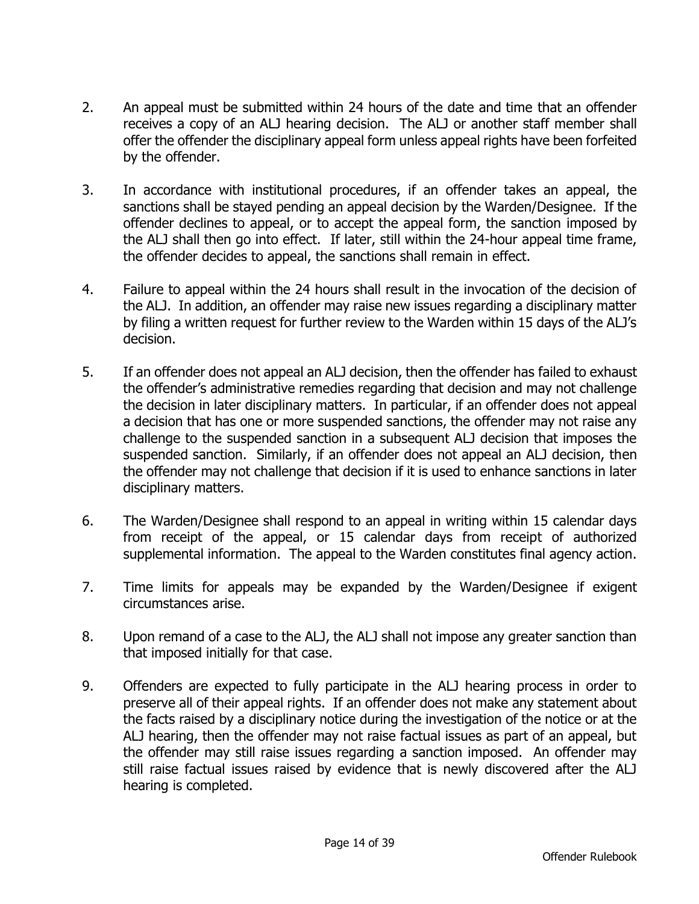2. An appeal must be submitted within 24 hours of the date and time that an offender receives a copy of an ALJ hearing decision. The ALJ or another staff member shall offer the offender the disciplinary appeal form unless appeal rights have been forfeited by the offender.

3. In accordance with institutional procedures, if an offender takes an appeal, the sanctions shall be stayed pending an appeal decision by the Warden/Designee. If the offender declines to appeal, or to accept the appeal form, the sanction imposed by the ALJ shall then go into effect. If later, still within the 24-hour appeal time frame, the offender decides to appeal, the sanctions shall remain in effect.

4. Failure to appeal within the 24 hours shall result in the invocation of the decision of the ALJ. In addition, an offender may raise new issues regarding a disciplinary matter by filing a written request for further review to the Warden within 15 days of the ALJ's decision.

5. If an offender does not appeal an ALJ decision, then the offender has failed to exhaust the offender's administrative remedies regarding that decision and may not challenge the decision in later disciplinary matters. In particular, if an offender does not appeal a decision that has one or more suspended sanctions, the offender may not raise any challenge to the suspended sanction in a subsequent ALJ decision that imposes the suspended sanction. Similarly, if an offender does not appeal an ALJ decision, then the offender may not challenge that decision if it is used to enhance sanctions in later disciplinary matters.

6. The Warden/Designee shall respond to an appeal in writing within 15 calendar days from receipt of the appeal, or 15 calendar days from receipt of authorized supplemental information. The appeal to the Warden constitutes final agency action.

7. Time limits for appeals may be expanded by the Warden/Designee if exigent circumstances arise.

8. Upon remand of a case to the ALJ, the ALJ shall not impose any greater sanction than that imposed initially for that case.

9. Offenders are expected to fully participate in the ALJ hearing process in order to preserve all of their appeal rights. If an offender does not make any statement about the facts raised by a disciplinary notice during the investigation of the notice or at the ALJ hearing, then the offender may not raise factual issues as part of an appeal, but the offender may still raise issues regarding a sanction imposed. An offender may still raise factual issues raised by evidence that is newly discovered after the ALJ hearing is completed.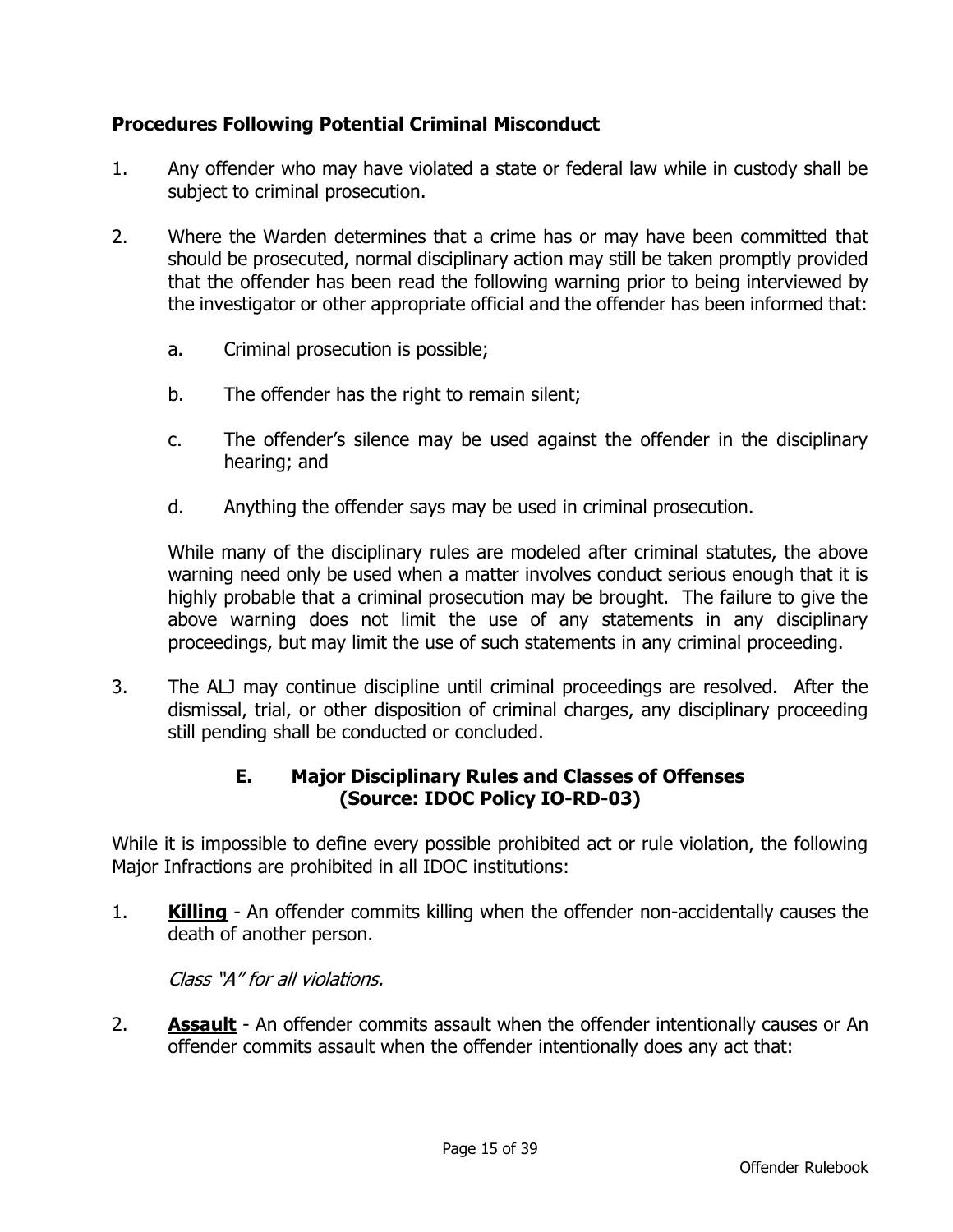**Procedures Following Potential Criminal Misconduct**

1. Any offender who may have violated a state or federal law while in custody shall be subject to criminal prosecution.

2. Where the Warden determines that a crime has or may have been committed that should be prosecuted, normal disciplinary action may still be taken promptly provided that the offender has been read the following warning prior to being interviewed by the investigator or other appropriate official and the offender has been informed that:

   a. Criminal prosecution is possible;

   b. The offender has the right to remain silent;

   c. The offender's silence may be used against the offender in the disciplinary hearing; and

   d. Anything the offender says may be used in criminal prosecution.

   While many of the disciplinary rules are modeled after criminal statutes, the above warning need only be used when a matter involves conduct serious enough that it is highly probable that a criminal prosecution may be brought. The failure to give the above warning does not limit the use of any statements in any disciplinary proceedings, but may limit the use of such statements in any criminal proceeding.

3. The ALJ may continue discipline until criminal proceedings are resolved. After the dismissal, trial, or other disposition of criminal charges, any disciplinary proceeding still pending shall be conducted or concluded.

### E. Major Disciplinary Rules and Classes of Offenses (Source: IDOC Policy IO-RD-03)

While it is impossible to define every possible prohibited act or rule violation, the following Major Infractions are prohibited in all IDOC institutions:

1. **Killing** - An offender commits killing when the offender non-accidentally causes the death of another person.

   *Class "A" for all violations.*

2. **Assault** - An offender commits assault when the offender intentionally causes or An offender commits assault when the offender intentionally does any act that: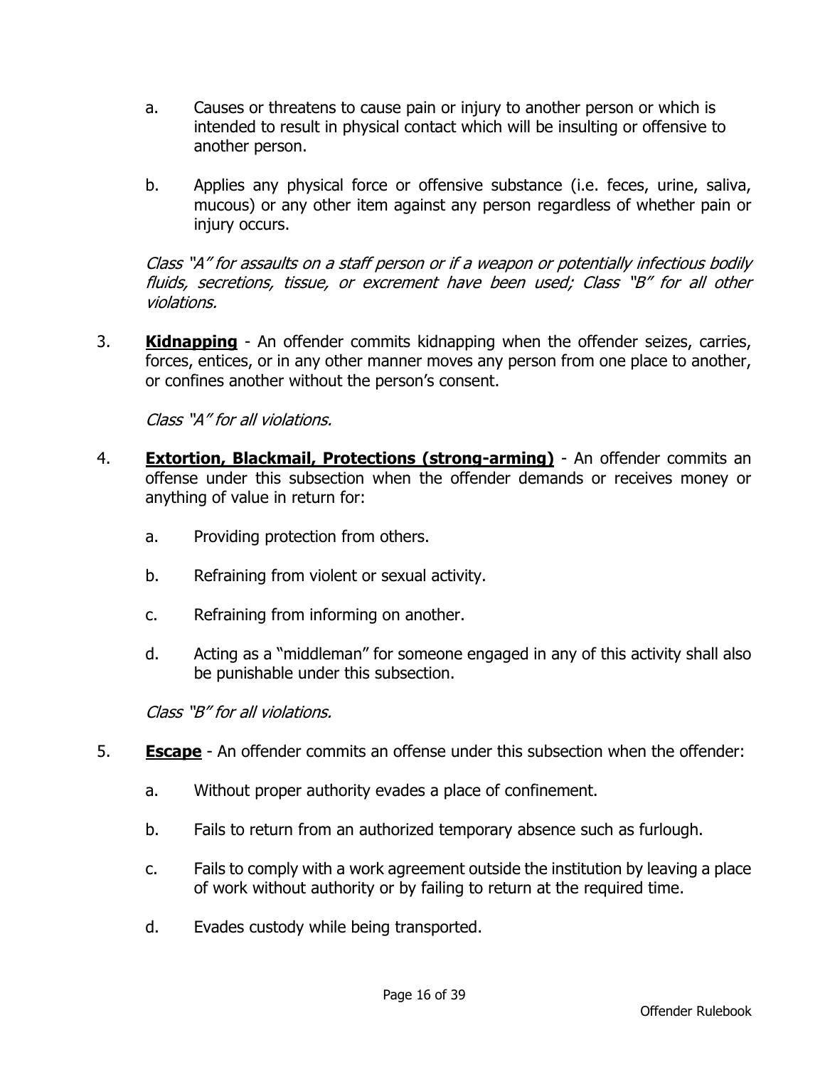a. Causes or threatens to cause pain or injury to another person or which is intended to result in physical contact which will be insulting or offensive to another person.

b. Applies any physical force or offensive substance (i.e. feces, urine, saliva, mucous) or any other item against any person regardless of whether pain or injury occurs.

*Class "A" for assaults on a staff person or if a weapon or potentially infectious bodily fluids, secretions, tissue, or excrement have been used; Class "B" for all other violations.*

3. **Kidnapping** - An offender commits kidnapping when the offender seizes, carries, forces, entices, or in any other manner moves any person from one place to another, or confines another without the person's consent.

   *Class "A" for all violations.*

4. **Extortion, Blackmail, Protections (strong-arming)** - An offender commits an offense under this subsection when the offender demands or receives money or anything of value in return for:

   a. Providing protection from others.

   b. Refraining from violent or sexual activity.

   c. Refraining from informing on another.

   d. Acting as a "middleman" for someone engaged in any of this activity shall also be punishable under this subsection.

   *Class "B" for all violations.*

5. **Escape** - An offender commits an offense under this subsection when the offender:

   a. Without proper authority evades a place of confinement.

   b. Fails to return from an authorized temporary absence such as furlough.

   c. Fails to comply with a work agreement outside the institution by leaving a place of work without authority or by failing to return at the required time.

   d. Evades custody while being transported.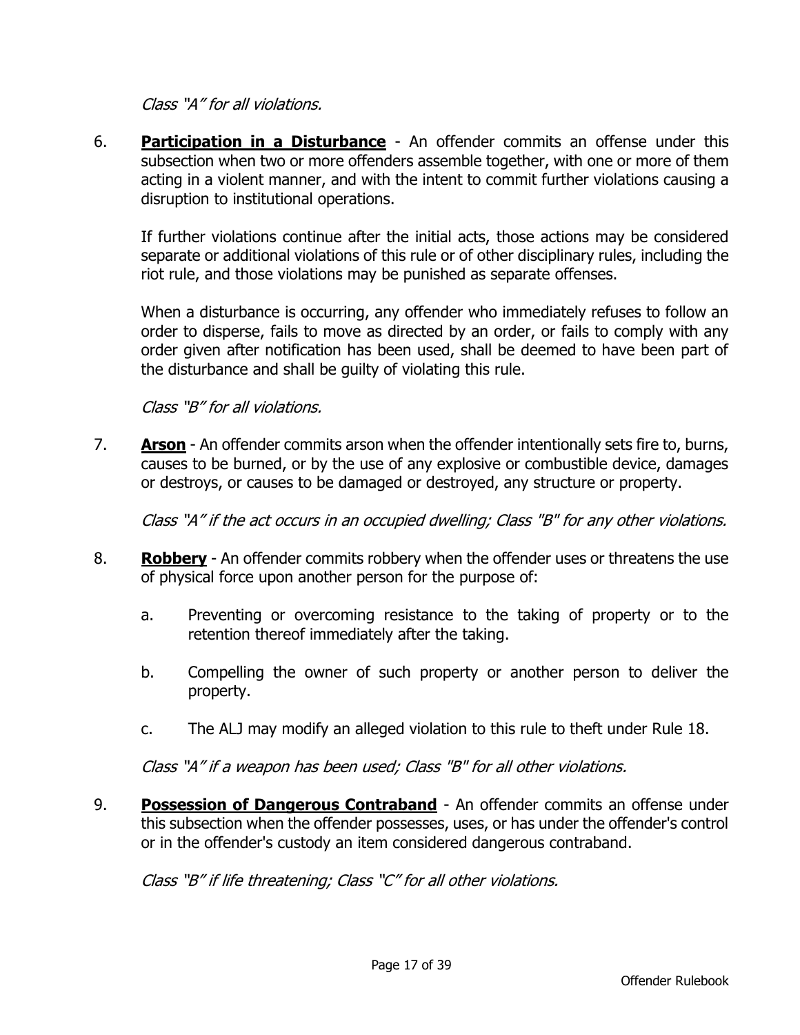*Class "A" for all violations.*

6. **Participation in a Disturbance** - An offender commits an offense under this subsection when two or more offenders assemble together, with one or more of them acting in a violent manner, and with the intent to commit further violations causing a disruption to institutional operations.

   If further violations continue after the initial acts, those actions may be considered separate or additional violations of this rule or of other disciplinary rules, including the riot rule, and those violations may be punished as separate offenses.

   When a disturbance is occurring, any offender who immediately refuses to follow an order to disperse, fails to move as directed by an order, or fails to comply with any order given after notification has been used, shall be deemed to have been part of the disturbance and shall be guilty of violating this rule.

   *Class "B" for all violations.*

7. **Arson** - An offender commits arson when the offender intentionally sets fire to, burns, causes to be burned, or by the use of any explosive or combustible device, damages or destroys, or causes to be damaged or destroyed, any structure or property.

   *Class "A" if the act occurs in an occupied dwelling; Class "B" for any other violations.*

8. **Robbery** - An offender commits robbery when the offender uses or threatens the use of physical force upon another person for the purpose of:

   a. Preventing or overcoming resistance to the taking of property or to the retention thereof immediately after the taking.

   b. Compelling the owner of such property or another person to deliver the property.

   c. The ALJ may modify an alleged violation to this rule to theft under Rule 18.

   *Class "A" if a weapon has been used; Class "B" for all other violations.*

9. **Possession of Dangerous Contraband** - An offender commits an offense under this subsection when the offender possesses, uses, or has under the offender's control or in the offender's custody an item considered dangerous contraband.

   *Class "B" if life threatening; Class "C" for all other violations.*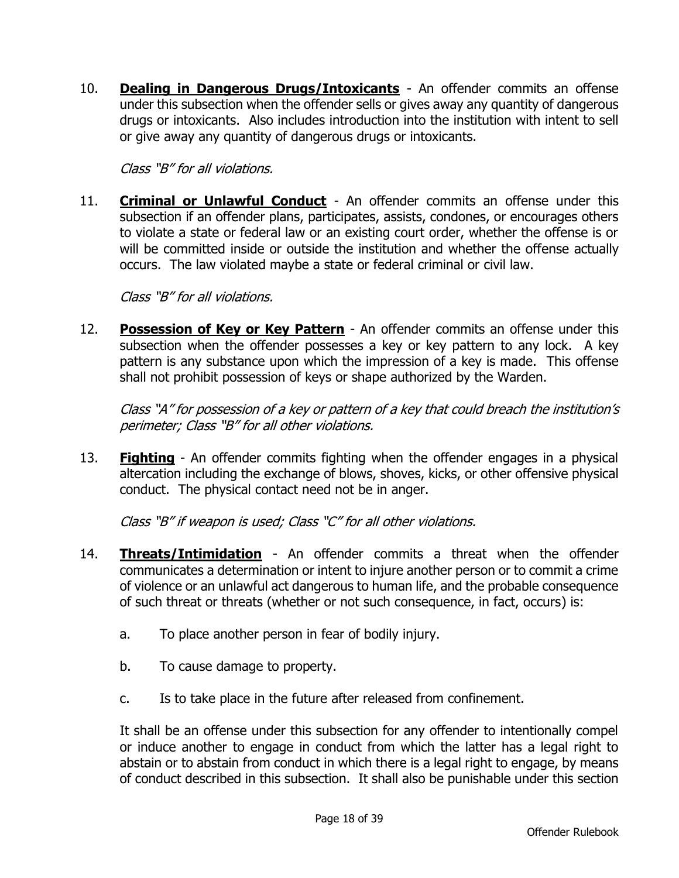10. **Dealing in Dangerous Drugs/Intoxicants** - An offender commits an offense under this subsection when the offender sells or gives away any quantity of dangerous drugs or intoxicants. Also includes introduction into the institution with intent to sell or give away any quantity of dangerous drugs or intoxicants.

    *Class "B" for all violations.*

11. **Criminal or Unlawful Conduct** - An offender commits an offense under this subsection if an offender plans, participates, assists, condones, or encourages others to violate a state or federal law or an existing court order, whether the offense is or will be committed inside or outside the institution and whether the offense actually occurs. The law violated maybe a state or federal criminal or civil law.

    *Class "B" for all violations.*

12. **Possession of Key or Key Pattern** - An offender commits an offense under this subsection when the offender possesses a key or key pattern to any lock. A key pattern is any substance upon which the impression of a key is made. This offense shall not prohibit possession of keys or shape authorized by the Warden.

    *Class "A" for possession of a key or pattern of a key that could breach the institution's perimeter; Class "B" for all other violations.*

13. **Fighting** - An offender commits fighting when the offender engages in a physical altercation including the exchange of blows, shoves, kicks, or other offensive physical conduct. The physical contact need not be in anger.

    *Class "B" if weapon is used; Class "C" for all other violations.*

14. **Threats/Intimidation** - An offender commits a threat when the offender communicates a determination or intent to injure another person or to commit a crime of violence or an unlawful act dangerous to human life, and the probable consequence of such threat or threats (whether or not such consequence, in fact, occurs) is:

    a. To place another person in fear of bodily injury.

    b. To cause damage to property.

    c. Is to take place in the future after released from confinement.

    It shall be an offense under this subsection for any offender to intentionally compel or induce another to engage in conduct from which the latter has a legal right to abstain or to abstain from conduct in which there is a legal right to engage, by means of conduct described in this subsection. It shall also be punishable under this section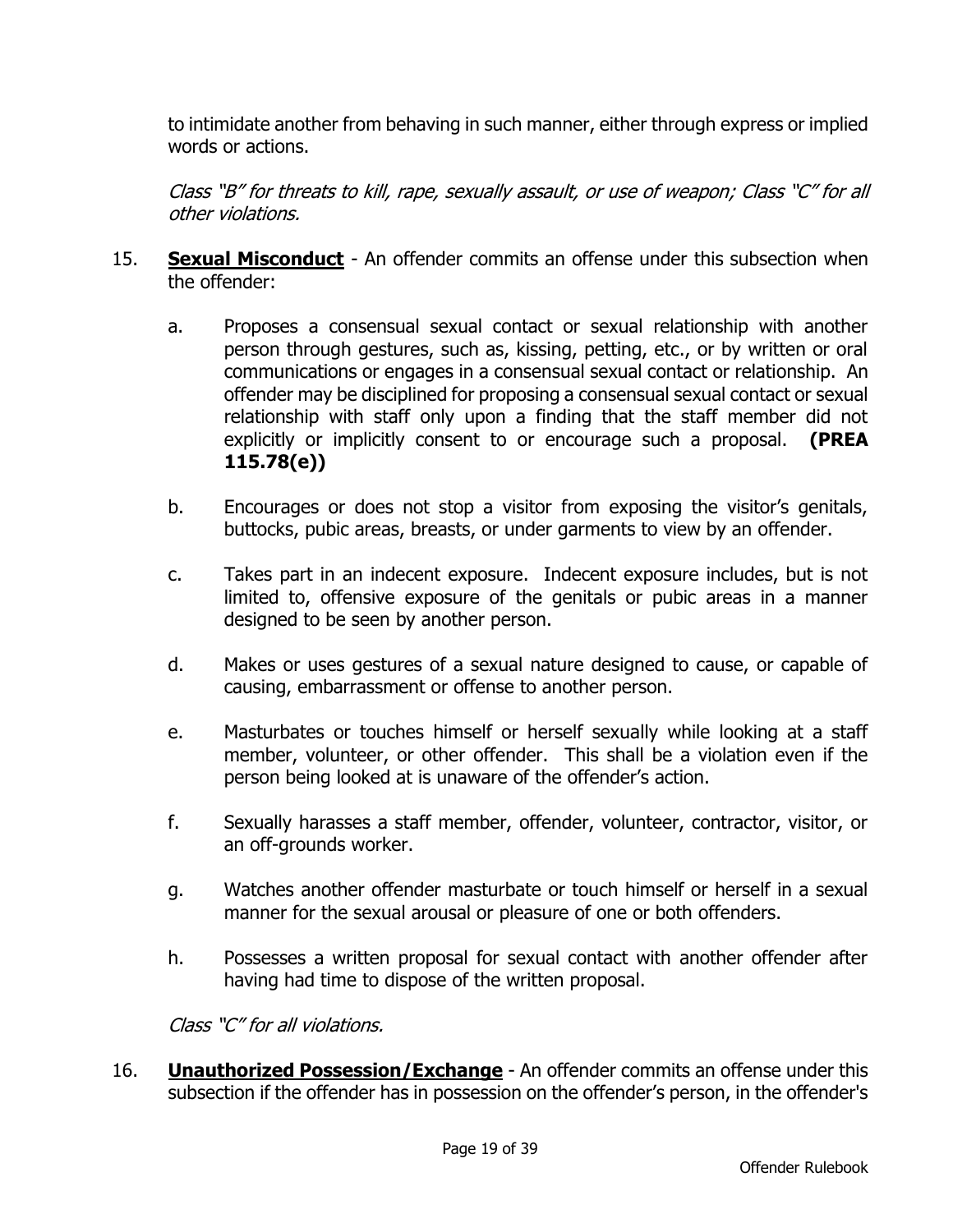to intimidate another from behaving in such manner, either through express or implied words or actions.

*Class "B" for threats to kill, rape, sexually assault, or use of weapon; Class "C" for all other violations.*

15. **<u>Sexual Misconduct</u>** - An offender commits an offense under this subsection when the offender:

    a. Proposes a consensual sexual contact or sexual relationship with another person through gestures, such as, kissing, petting, etc., or by written or oral communications or engages in a consensual sexual contact or relationship. An offender may be disciplined for proposing a consensual sexual contact or sexual relationship with staff only upon a finding that the staff member did not explicitly or implicitly consent to or encourage such a proposal. **(PREA 115.78(e))**

    b. Encourages or does not stop a visitor from exposing the visitor's genitals, buttocks, pubic areas, breasts, or under garments to view by an offender.

    c. Takes part in an indecent exposure. Indecent exposure includes, but is not limited to, offensive exposure of the genitals or pubic areas in a manner designed to be seen by another person.

    d. Makes or uses gestures of a sexual nature designed to cause, or capable of causing, embarrassment or offense to another person.

    e. Masturbates or touches himself or herself sexually while looking at a staff member, volunteer, or other offender. This shall be a violation even if the person being looked at is unaware of the offender's action.

    f. Sexually harasses a staff member, offender, volunteer, contractor, visitor, or an off-grounds worker.

    g. Watches another offender masturbate or touch himself or herself in a sexual manner for the sexual arousal or pleasure of one or both offenders.

    h. Possesses a written proposal for sexual contact with another offender after having had time to dispose of the written proposal.

    *Class "C" for all violations.*

16. **<u>Unauthorized Possession/Exchange</u>** - An offender commits an offense under this subsection if the offender has in possession on the offender's person, in the offender's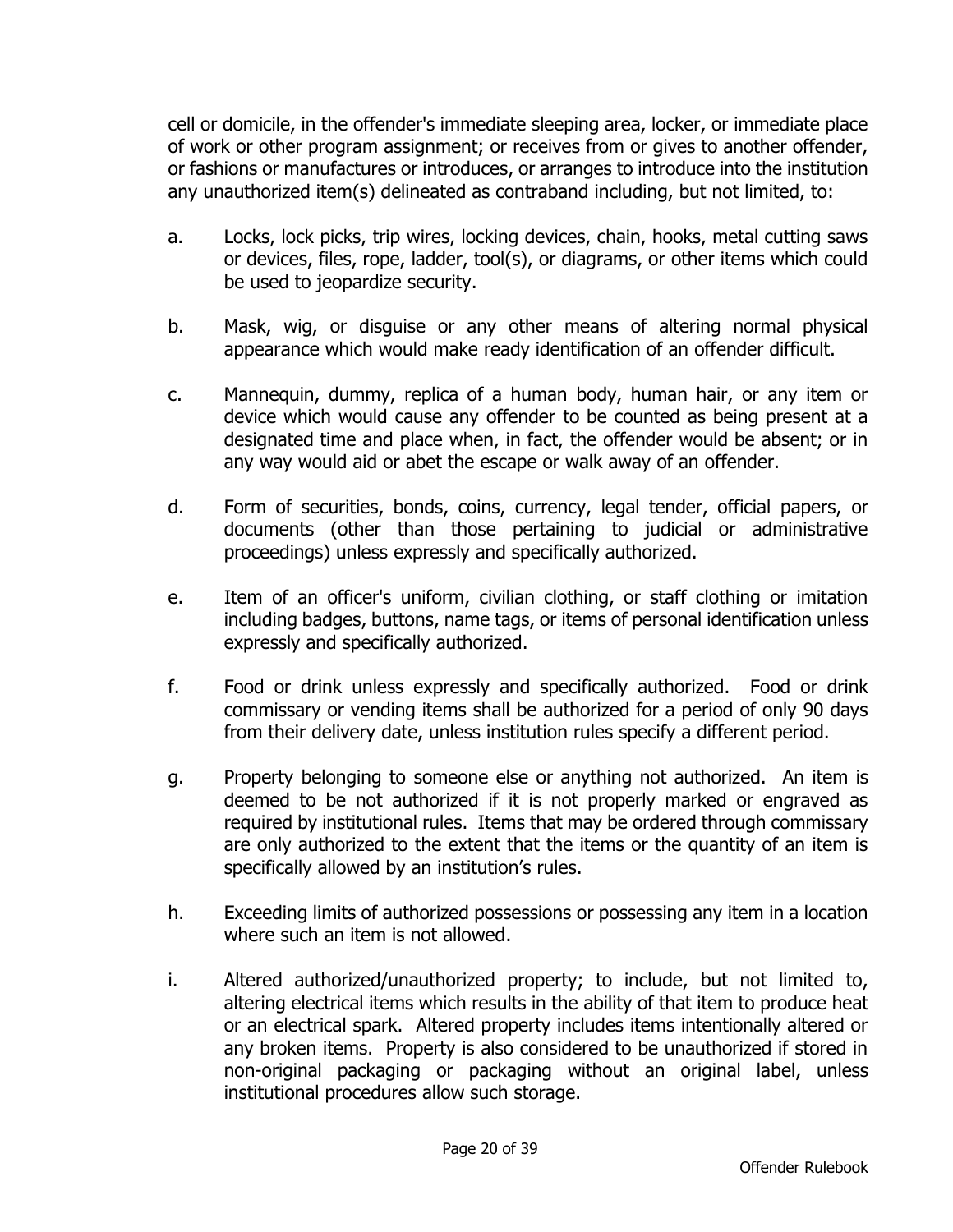cell or domicile, in the offender's immediate sleeping area, locker, or immediate place of work or other program assignment; or receives from or gives to another offender, or fashions or manufactures or introduces, or arranges to introduce into the institution any unauthorized item(s) delineated as contraband including, but not limited to:

a. Locks, lock picks, trip wires, locking devices, chain, hooks, metal cutting saws or devices, files, rope, ladder, tool(s), or diagrams, or other items which could be used to jeopardize security.

b. Mask, wig, or disguise or any other means of altering normal physical appearance which would make ready identification of an offender difficult.

c. Mannequin, dummy, replica of a human body, human hair, or any item or device which would cause any offender to be counted as being present at a designated time and place when, in fact, the offender would be absent; or in any way would aid or abet the escape or walk away of an offender.

d. Form of securities, bonds, coins, currency, legal tender, official papers, or documents (other than those pertaining to judicial or administrative proceedings) unless expressly and specifically authorized.

e. Item of an officer's uniform, civilian clothing, or staff clothing or imitation including badges, buttons, name tags, or items of personal identification unless expressly and specifically authorized.

f. Food or drink unless expressly and specifically authorized. Food or drink commissary or vending items shall be authorized for a period of only 90 days from their delivery date, unless institution rules specify a different period.

g. Property belonging to someone else or anything not authorized. An item is deemed to be not authorized if it is not properly marked or engraved as required by institutional rules. Items that may be ordered through commissary are only authorized to the extent that the items or the quantity of an item is specifically allowed by an institution's rules.

h. Exceeding limits of authorized possessions or possessing any item in a location where such an item is not allowed.

i. Altered authorized/unauthorized property; to include, but not limited to, altering electrical items which results in the ability of that item to produce heat or an electrical spark. Altered property includes items intentionally altered or any broken items. Property is also considered to be unauthorized if stored in non-original packaging or packaging without an original label, unless institutional procedures allow such storage.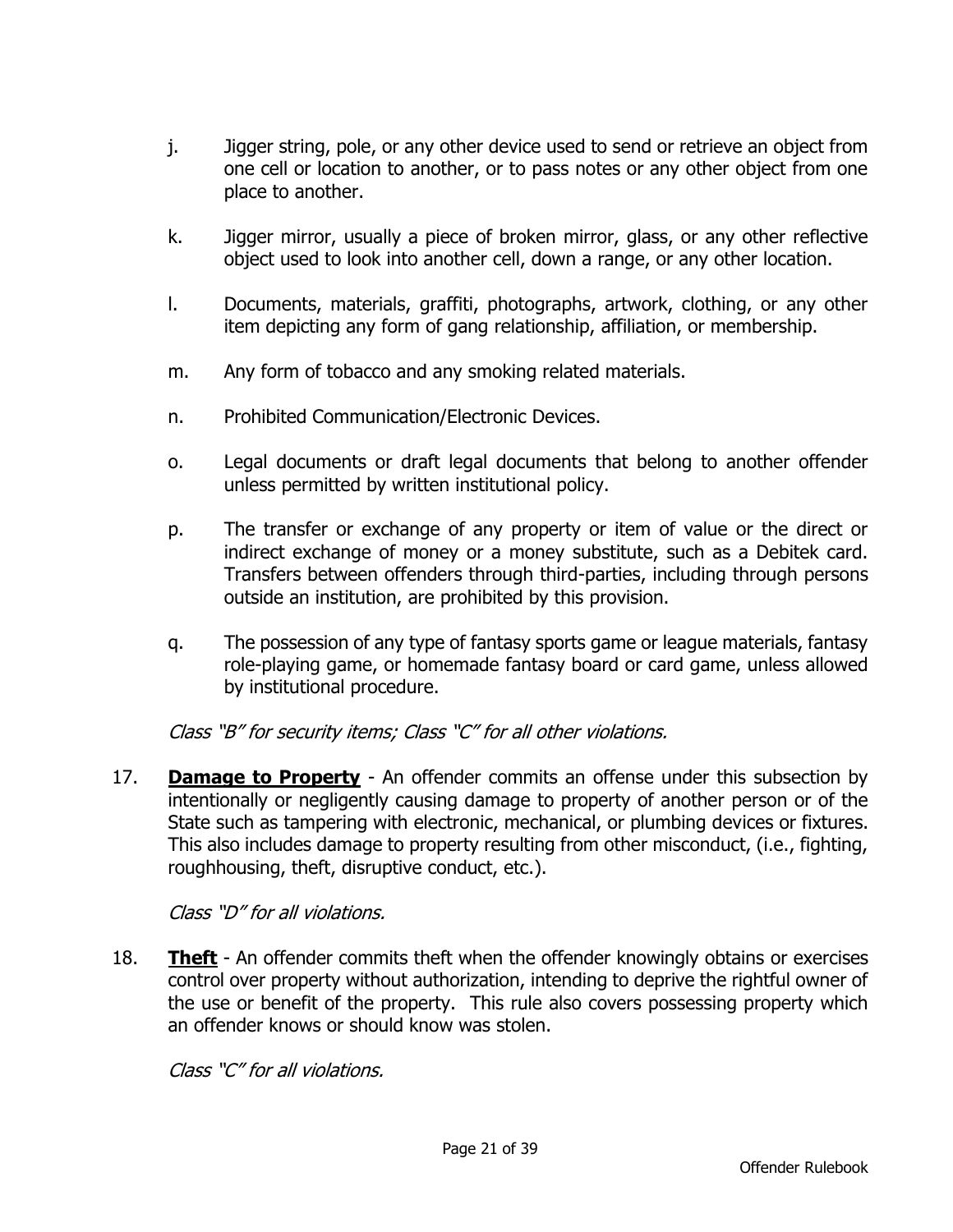j. Jigger string, pole, or any other device used to send or retrieve an object from one cell or location to another, or to pass notes or any other object from one place to another.

k. Jigger mirror, usually a piece of broken mirror, glass, or any other reflective object used to look into another cell, down a range, or any other location.

l. Documents, materials, graffiti, photographs, artwork, clothing, or any other item depicting any form of gang relationship, affiliation, or membership.

m. Any form of tobacco and any smoking related materials.

n. Prohibited Communication/Electronic Devices.

o. Legal documents or draft legal documents that belong to another offender unless permitted by written institutional policy.

p. The transfer or exchange of any property or item of value or the direct or indirect exchange of money or a money substitute, such as a Debitek card. Transfers between offenders through third-parties, including through persons outside an institution, are prohibited by this provision.

q. The possession of any type of fantasy sports game or league materials, fantasy role-playing game, or homemade fantasy board or card game, unless allowed by institutional procedure.

*Class "B" for security items; Class "C" for all other violations.*

17. **Damage to Property** - An offender commits an offense under this subsection by intentionally or negligently causing damage to property of another person or of the State such as tampering with electronic, mechanical, or plumbing devices or fixtures. This also includes damage to property resulting from other misconduct, (i.e., fighting, roughhousing, theft, disruptive conduct, etc.).

    *Class "D" for all violations.*

18. **Theft** - An offender commits theft when the offender knowingly obtains or exercises control over property without authorization, intending to deprive the rightful owner of the use or benefit of the property. This rule also covers possessing property which an offender knows or should know was stolen.

    *Class "C" for all violations.*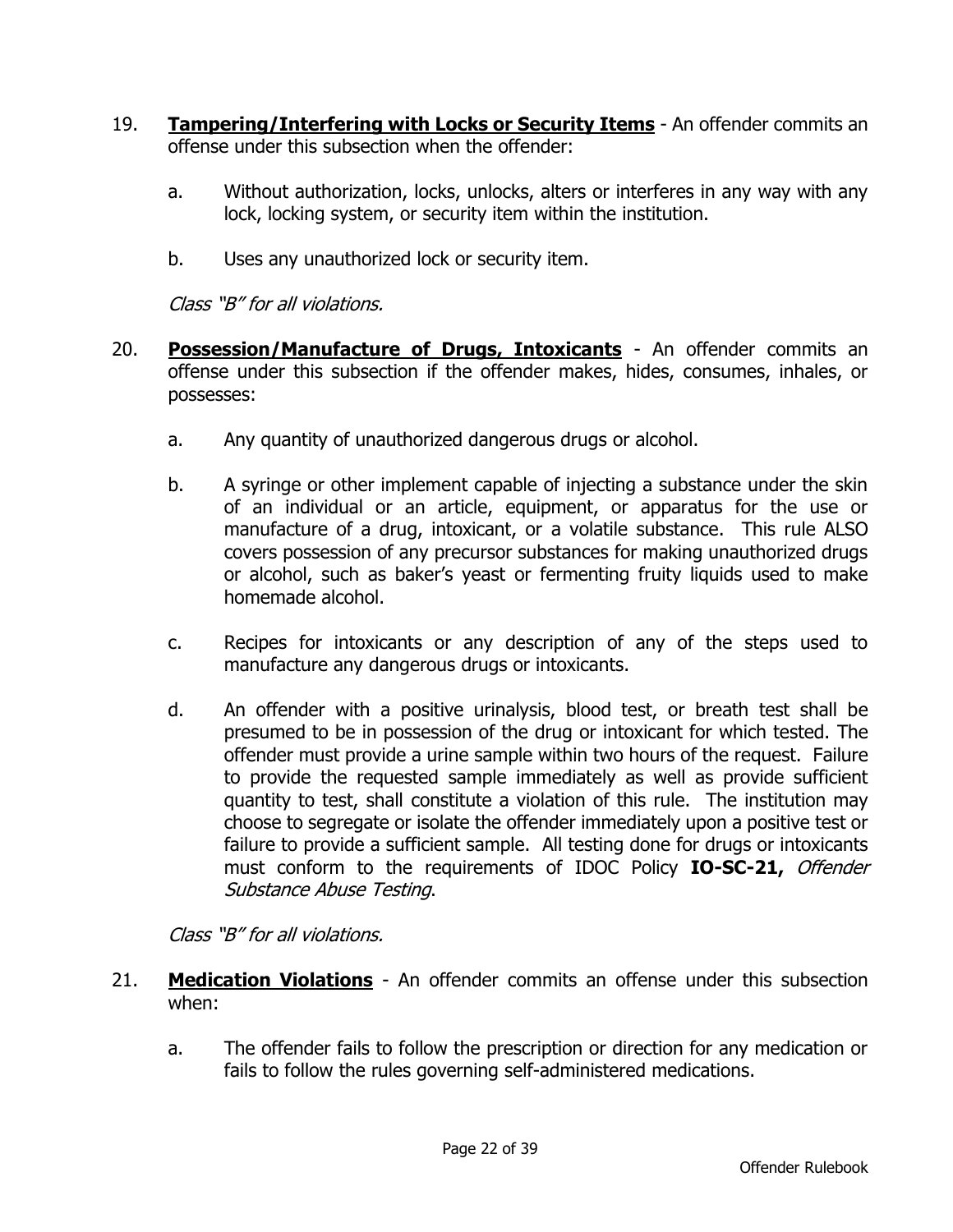19. **<u>Tampering/Interfering with Locks or Security Items</u>** - An offender commits an offense under this subsection when the offender:

    a. Without authorization, locks, unlocks, alters or interferes in any way with any lock, locking system, or security item within the institution.

    b. Uses any unauthorized lock or security item.

    *Class "B" for all violations.*

20. **<u>Possession/Manufacture of Drugs, Intoxicants</u>** - An offender commits an offense under this subsection if the offender makes, hides, consumes, inhales, or possesses:

    a. Any quantity of unauthorized dangerous drugs or alcohol.

    b. A syringe or other implement capable of injecting a substance under the skin of an individual or an article, equipment, or apparatus for the use or manufacture of a drug, intoxicant, or a volatile substance. This rule ALSO covers possession of any precursor substances for making unauthorized drugs or alcohol, such as baker's yeast or fermenting fruity liquids used to make homemade alcohol.

    c. Recipes for intoxicants or any description of any of the steps used to manufacture any dangerous drugs or intoxicants.

    d. An offender with a positive urinalysis, blood test, or breath test shall be presumed to be in possession of the drug or intoxicant for which tested. The offender must provide a urine sample within two hours of the request. Failure to provide the requested sample immediately as well as provide sufficient quantity to test, shall constitute a violation of this rule. The institution may choose to segregate or isolate the offender immediately upon a positive test or failure to provide a sufficient sample. All testing done for drugs or intoxicants must conform to the requirements of IDOC Policy **IO-SC-21,** *Offender Substance Abuse Testing*.

    *Class "B" for all violations.*

21. **<u>Medication Violations</u>** - An offender commits an offense under this subsection when:

    a. The offender fails to follow the prescription or direction for any medication or fails to follow the rules governing self-administered medications.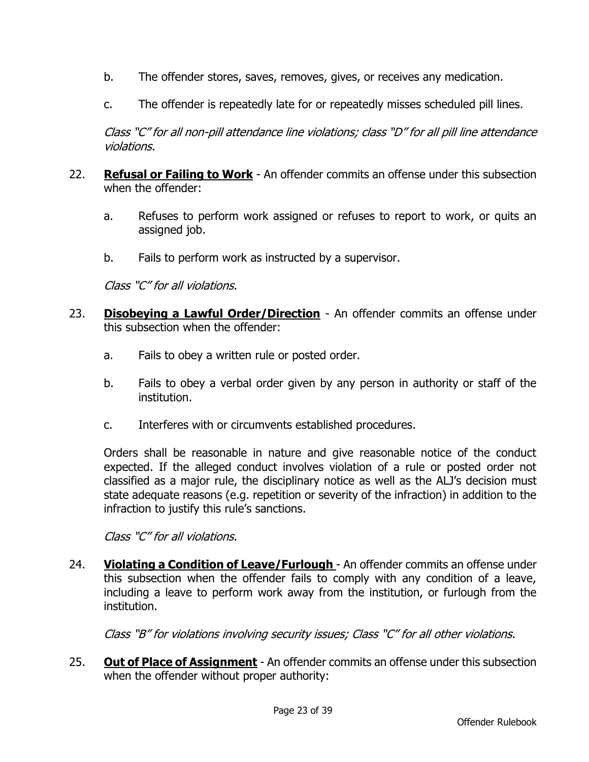b. The offender stores, saves, removes, gives, or receives any medication.

c. The offender is repeatedly late for or repeatedly misses scheduled pill lines.

*Class "C" for all non-pill attendance line violations; class "D" for all pill line attendance violations.*

22. **Refusal or Failing to Work** - An offender commits an offense under this subsection when the offender:

    a. Refuses to perform work assigned or refuses to report to work, or quits an assigned job.

    b. Fails to perform work as instructed by a supervisor.

    *Class "C" for all violations.*

23. **Disobeying a Lawful Order/Direction** - An offender commits an offense under this subsection when the offender:

    a. Fails to obey a written rule or posted order.

    b. Fails to obey a verbal order given by any person in authority or staff of the institution.

    c. Interferes with or circumvents established procedures.

    Orders shall be reasonable in nature and give reasonable notice of the conduct expected. If the alleged conduct involves violation of a rule or posted order not classified as a major rule, the disciplinary notice as well as the ALJ's decision must state adequate reasons (e.g. repetition or severity of the infraction) in addition to the infraction to justify this rule's sanctions.

    *Class "C" for all violations.*

24. **Violating a Condition of Leave/Furlough** - An offender commits an offense under this subsection when the offender fails to comply with any condition of a leave, including a leave to perform work away from the institution, or furlough from the institution.

    *Class "B" for violations involving security issues; Class "C" for all other violations.*

25. **Out of Place of Assignment** - An offender commits an offense under this subsection when the offender without proper authority: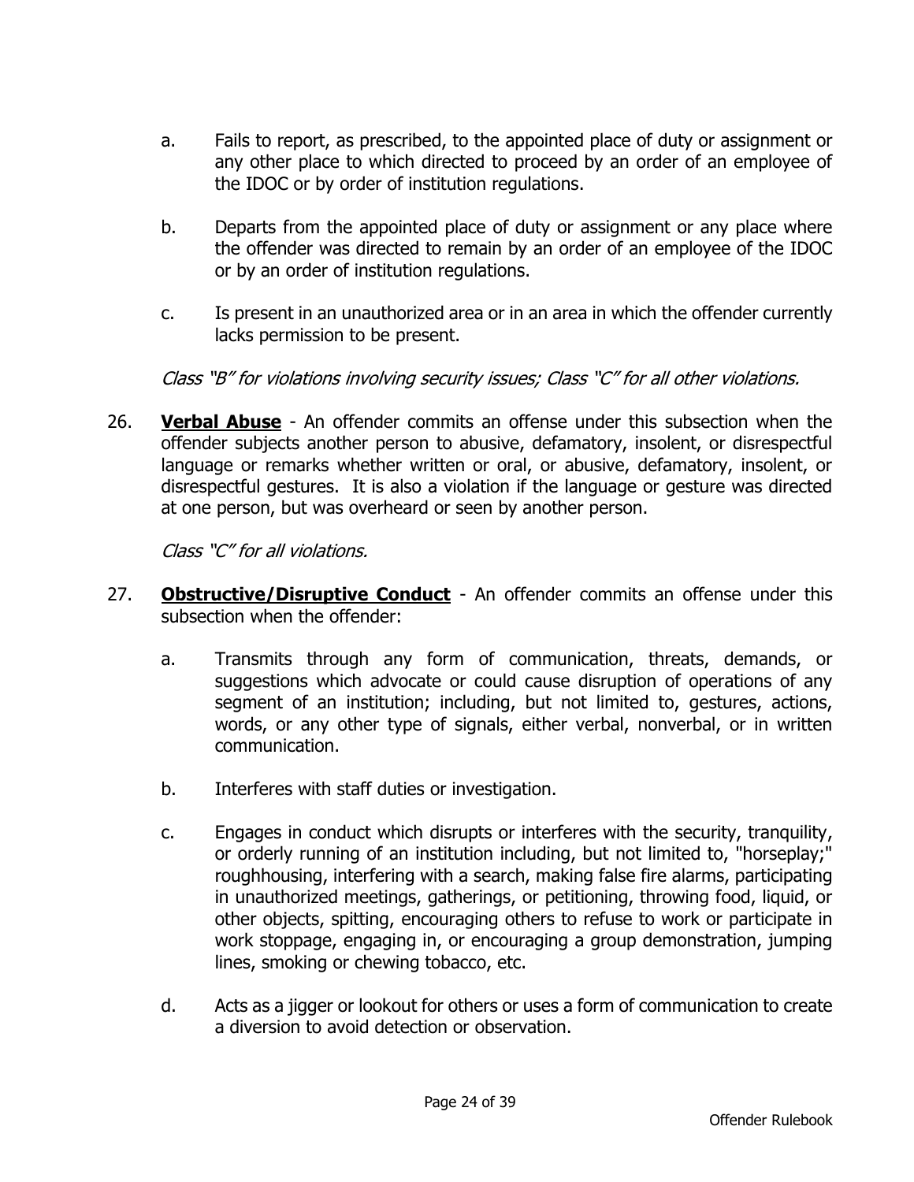a. Fails to report, as prescribed, to the appointed place of duty or assignment or any other place to which directed to proceed by an order of an employee of the IDOC or by order of institution regulations.

b. Departs from the appointed place of duty or assignment or any place where the offender was directed to remain by an order of an employee of the IDOC or by an order of institution regulations.

c. Is present in an unauthorized area or in an area in which the offender currently lacks permission to be present.

*Class "B" for violations involving security issues; Class "C" for all other violations.*

26. **Verbal Abuse** - An offender commits an offense under this subsection when the offender subjects another person to abusive, defamatory, insolent, or disrespectful language or remarks whether written or oral, or abusive, defamatory, insolent, or disrespectful gestures. It is also a violation if the language or gesture was directed at one person, but was overheard or seen by another person.

    *Class "C" for all violations.*

27. **Obstructive/Disruptive Conduct** - An offender commits an offense under this subsection when the offender:

    a. Transmits through any form of communication, threats, demands, or suggestions which advocate or could cause disruption of operations of any segment of an institution; including, but not limited to, gestures, actions, words, or any other type of signals, either verbal, nonverbal, or in written communication.

    b. Interferes with staff duties or investigation.

    c. Engages in conduct which disrupts or interferes with the security, tranquility, or orderly running of an institution including, but not limited to, "horseplay;" roughhousing, interfering with a search, making false fire alarms, participating in unauthorized meetings, gatherings, or petitioning, throwing food, liquid, or other objects, spitting, encouraging others to refuse to work or participate in work stoppage, engaging in, or encouraging a group demonstration, jumping lines, smoking or chewing tobacco, etc.

    d. Acts as a jigger or lookout for others or uses a form of communication to create a diversion to avoid detection or observation.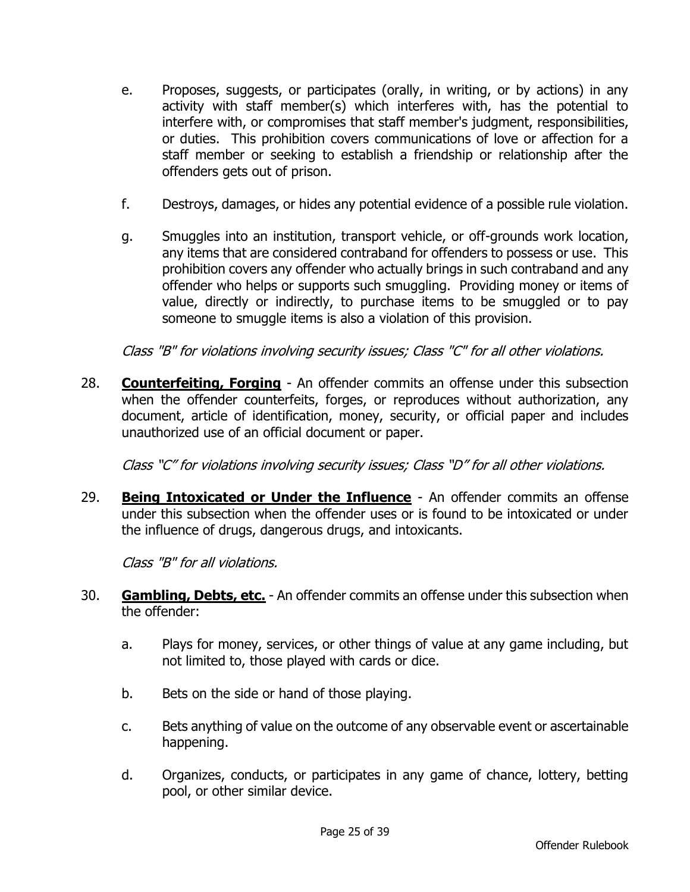e. Proposes, suggests, or participates (orally, in writing, or by actions) in any activity with staff member(s) which interferes with, has the potential to interfere with, or compromises that staff member's judgment, responsibilities, or duties. This prohibition covers communications of love or affection for a staff member or seeking to establish a friendship or relationship after the offenders gets out of prison.

f. Destroys, damages, or hides any potential evidence of a possible rule violation.

g. Smuggles into an institution, transport vehicle, or off-grounds work location, any items that are considered contraband for offenders to possess or use. This prohibition covers any offender who actually brings in such contraband and any offender who helps or supports such smuggling. Providing money or items of value, directly or indirectly, to purchase items to be smuggled or to pay someone to smuggle items is also a violation of this provision.

*Class "B" for violations involving security issues; Class "C" for all other violations.*

28. **Counterfeiting, Forging** - An offender commits an offense under this subsection when the offender counterfeits, forges, or reproduces without authorization, any document, article of identification, money, security, or official paper and includes unauthorized use of an official document or paper.

    *Class "C" for violations involving security issues; Class "D" for all other violations.*

29. **Being Intoxicated or Under the Influence** - An offender commits an offense under this subsection when the offender uses or is found to be intoxicated or under the influence of drugs, dangerous drugs, and intoxicants.

    *Class "B" for all violations.*

30. **Gambling, Debts, etc.** - An offender commits an offense under this subsection when the offender:

    a. Plays for money, services, or other things of value at any game including, but not limited to, those played with cards or dice.

    b. Bets on the side or hand of those playing.

    c. Bets anything of value on the outcome of any observable event or ascertainable happening.

    d. Organizes, conducts, or participates in any game of chance, lottery, betting pool, or other similar device.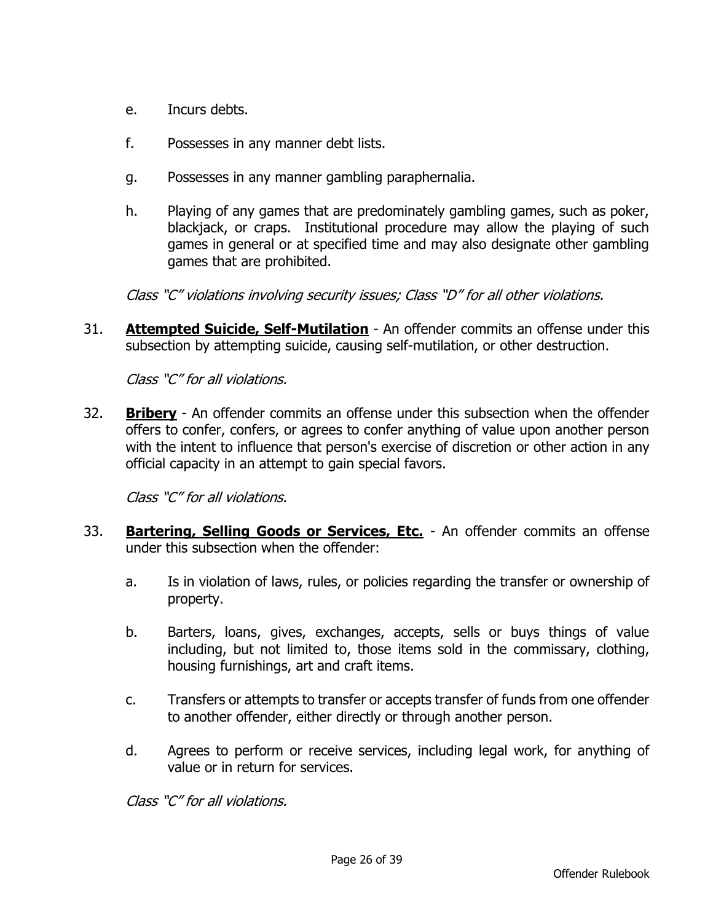e. Incurs debts.

f. Possesses in any manner debt lists.

g. Possesses in any manner gambling paraphernalia.

h. Playing of any games that are predominately gambling games, such as poker, blackjack, or craps. Institutional procedure may allow the playing of such games in general or at specified time and may also designate other gambling games that are prohibited.

*Class "C" violations involving security issues; Class "D" for all other violations.*

31. **Attempted Suicide, Self-Mutilation** - An offender commits an offense under this subsection by attempting suicide, causing self-mutilation, or other destruction.

    *Class "C" for all violations.*

32. **Bribery** - An offender commits an offense under this subsection when the offender offers to confer, confers, or agrees to confer anything of value upon another person with the intent to influence that person's exercise of discretion or other action in any official capacity in an attempt to gain special favors.

    *Class "C" for all violations.*

33. **Bartering, Selling Goods or Services, Etc.** - An offender commits an offense under this subsection when the offender:

    a. Is in violation of laws, rules, or policies regarding the transfer or ownership of property.

    b. Barters, loans, gives, exchanges, accepts, sells or buys things of value including, but not limited to, those items sold in the commissary, clothing, housing furnishings, art and craft items.

    c. Transfers or attempts to transfer or accepts transfer of funds from one offender to another offender, either directly or through another person.

    d. Agrees to perform or receive services, including legal work, for anything of value or in return for services.

    *Class "C" for all violations.*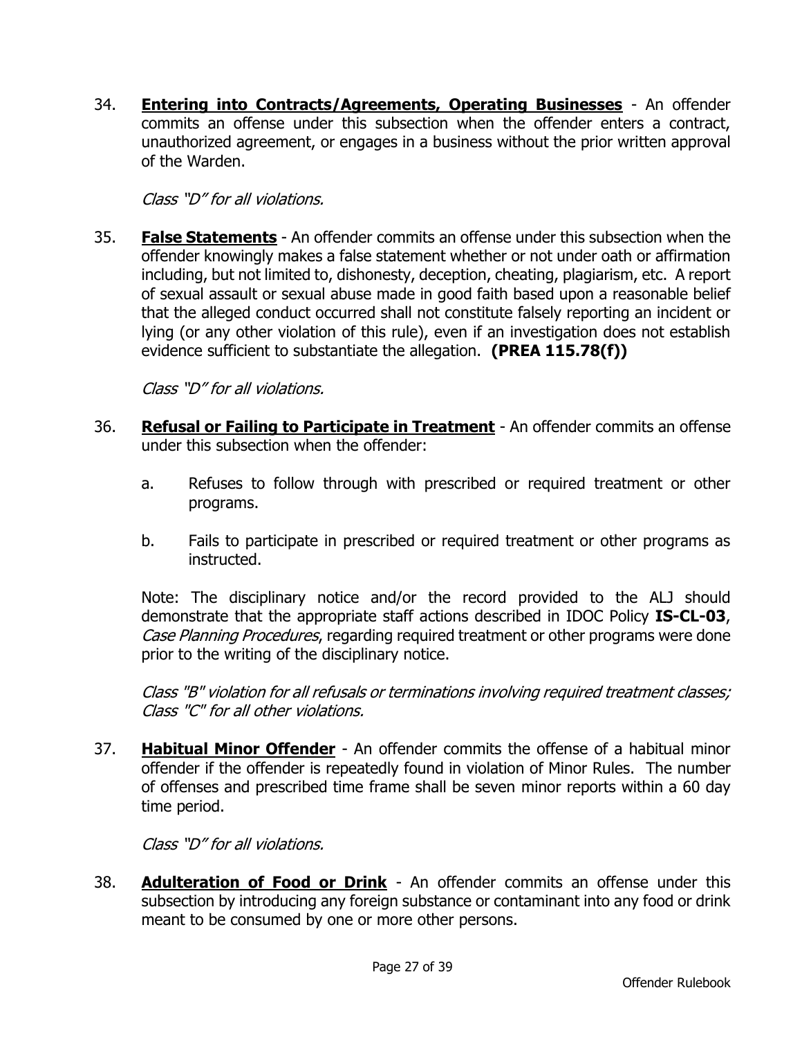34. **<u>Entering into Contracts/Agreements, Operating Businesses</u>** - An offender commits an offense under this subsection when the offender enters a contract, unauthorized agreement, or engages in a business without the prior written approval of the Warden.

    *Class "D" for all violations.*

35. **<u>False Statements</u>** - An offender commits an offense under this subsection when the offender knowingly makes a false statement whether or not under oath or affirmation including, but not limited to, dishonesty, deception, cheating, plagiarism, etc. A report of sexual assault or sexual abuse made in good faith based upon a reasonable belief that the alleged conduct occurred shall not constitute falsely reporting an incident or lying (or any other violation of this rule), even if an investigation does not establish evidence sufficient to substantiate the allegation. **(PREA 115.78(f))**

    *Class "D" for all violations.*

36. **<u>Refusal or Failing to Participate in Treatment</u>** - An offender commits an offense under this subsection when the offender:

    a. Refuses to follow through with prescribed or required treatment or other programs.

    b. Fails to participate in prescribed or required treatment or other programs as instructed.

    Note: The disciplinary notice and/or the record provided to the ALJ should demonstrate that the appropriate staff actions described in IDOC Policy **IS-CL-03**, *Case Planning Procedures*, regarding required treatment or other programs were done prior to the writing of the disciplinary notice.

    *Class "B" violation for all refusals or terminations involving required treatment classes; Class "C" for all other violations.*

37. **<u>Habitual Minor Offender</u>** - An offender commits the offense of a habitual minor offender if the offender is repeatedly found in violation of Minor Rules. The number of offenses and prescribed time frame shall be seven minor reports within a 60 day time period.

    *Class "D" for all violations.*

38. **<u>Adulteration of Food or Drink</u>** - An offender commits an offense under this subsection by introducing any foreign substance or contaminant into any food or drink meant to be consumed by one or more other persons.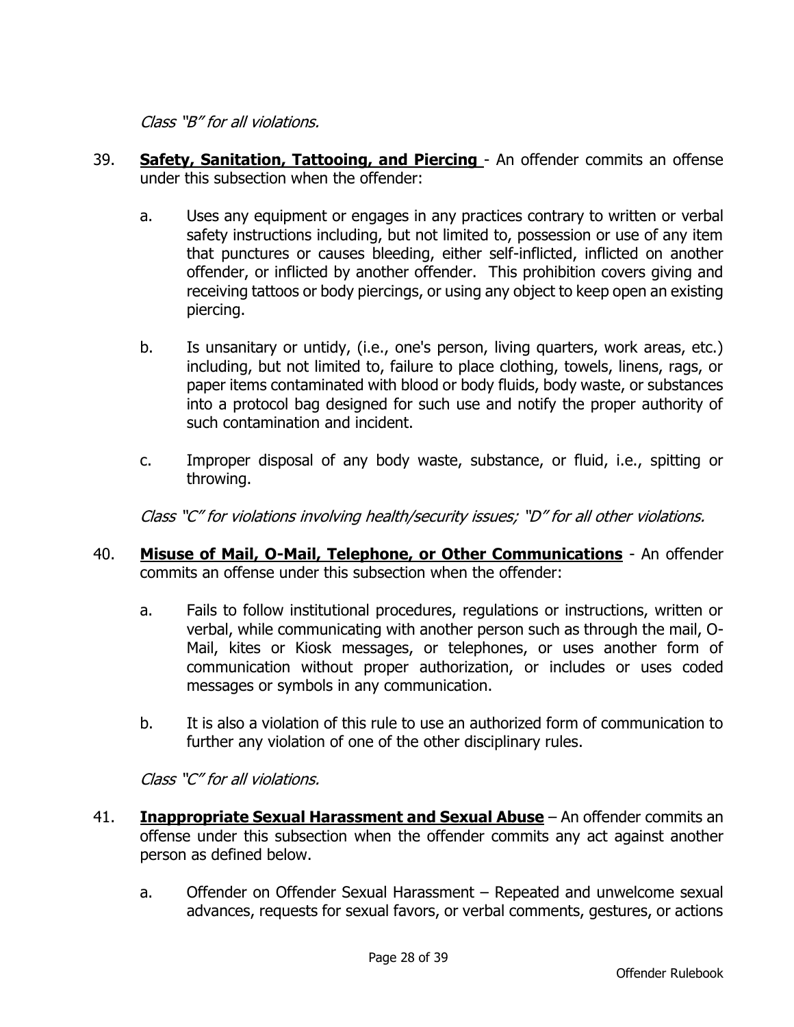*Class "B" for all violations.*

39. **<u>Safety, Sanitation, Tattooing, and Piercing</u>** - An offender commits an offense under this subsection when the offender:

    a. Uses any equipment or engages in any practices contrary to written or verbal safety instructions including, but not limited to, possession or use of any item that punctures or causes bleeding, either self-inflicted, inflicted on another offender, or inflicted by another offender. This prohibition covers giving and receiving tattoos or body piercings, or using any object to keep open an existing piercing.

    b. Is unsanitary or untidy, (i.e., one's person, living quarters, work areas, etc.) including, but not limited to, failure to place clothing, towels, linens, rags, or paper items contaminated with blood or body fluids, body waste, or substances into a protocol bag designed for such use and notify the proper authority of such contamination and incident.

    c. Improper disposal of any body waste, substance, or fluid, i.e., spitting or throwing.

    *Class "C" for violations involving health/security issues; "D" for all other violations.*

40. **<u>Misuse of Mail, O-Mail, Telephone, or Other Communications</u>** - An offender commits an offense under this subsection when the offender:

    a. Fails to follow institutional procedures, regulations or instructions, written or verbal, while communicating with another person such as through the mail, O-Mail, kites or Kiosk messages, or telephones, or uses another form of communication without proper authorization, or includes or uses coded messages or symbols in any communication.

    b. It is also a violation of this rule to use an authorized form of communication to further any violation of one of the other disciplinary rules.

    *Class "C" for all violations.*

41. **<u>Inappropriate Sexual Harassment and Sexual Abuse</u>** – An offender commits an offense under this subsection when the offender commits any act against another person as defined below.

    a. Offender on Offender Sexual Harassment – Repeated and unwelcome sexual advances, requests for sexual favors, or verbal comments, gestures, or actions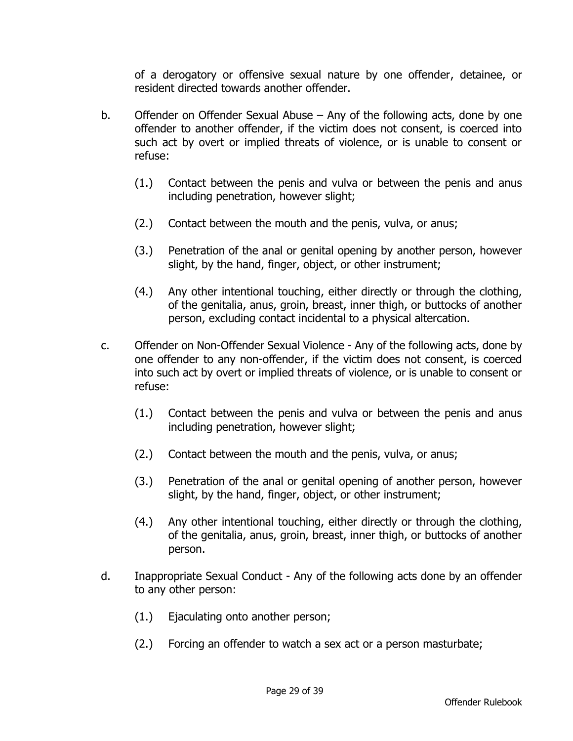of a derogatory or offensive sexual nature by one offender, detainee, or resident directed towards another offender.

b. Offender on Offender Sexual Abuse – Any of the following acts, done by one offender to another offender, if the victim does not consent, is coerced into such act by overt or implied threats of violence, or is unable to consent or refuse:

  (1.) Contact between the penis and vulva or between the penis and anus including penetration, however slight;

  (2.) Contact between the mouth and the penis, vulva, or anus;

  (3.) Penetration of the anal or genital opening by another person, however slight, by the hand, finger, object, or other instrument;

  (4.) Any other intentional touching, either directly or through the clothing, of the genitalia, anus, groin, breast, inner thigh, or buttocks of another person, excluding contact incidental to a physical altercation.

c. Offender on Non-Offender Sexual Violence - Any of the following acts, done by one offender to any non-offender, if the victim does not consent, is coerced into such act by overt or implied threats of violence, or is unable to consent or refuse:

  (1.) Contact between the penis and vulva or between the penis and anus including penetration, however slight;

  (2.) Contact between the mouth and the penis, vulva, or anus;

  (3.) Penetration of the anal or genital opening of another person, however slight, by the hand, finger, object, or other instrument;

  (4.) Any other intentional touching, either directly or through the clothing, of the genitalia, anus, groin, breast, inner thigh, or buttocks of another person.

d. Inappropriate Sexual Conduct - Any of the following acts done by an offender to any other person:

  (1.) Ejaculating onto another person;

  (2.) Forcing an offender to watch a sex act or a person masturbate;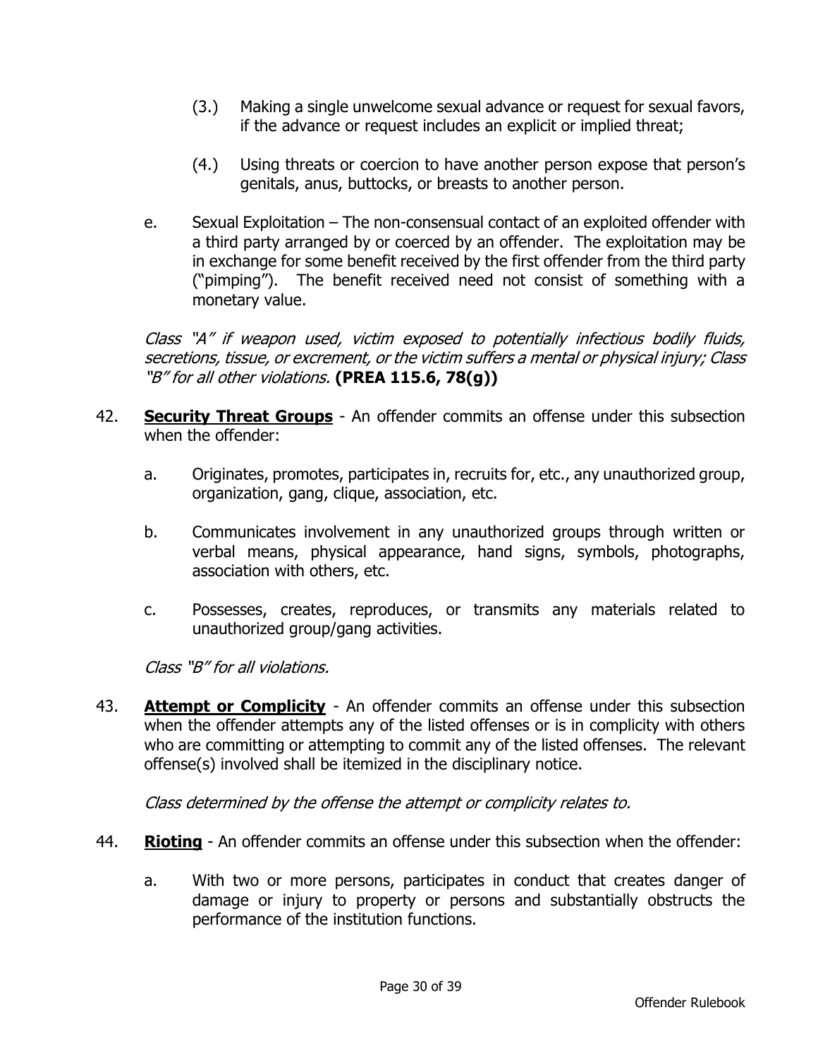(3.) Making a single unwelcome sexual advance or request for sexual favors, if the advance or request includes an explicit or implied threat;

(4.) Using threats or coercion to have another person expose that person's genitals, anus, buttocks, or breasts to another person.

e. Sexual Exploitation – The non-consensual contact of an exploited offender with a third party arranged by or coerced by an offender. The exploitation may be in exchange for some benefit received by the first offender from the third party ("pimping"). The benefit received need not consist of something with a monetary value.

*Class "A" if weapon used, victim exposed to potentially infectious bodily fluids, secretions, tissue, or excrement, or the victim suffers a mental or physical injury; Class "B" for all other violations.* **(PREA 115.6, 78(g))**

42. **<u>Security Threat Groups</u>** - An offender commits an offense under this subsection when the offender:

a. Originates, promotes, participates in, recruits for, etc., any unauthorized group, organization, gang, clique, association, etc.

b. Communicates involvement in any unauthorized groups through written or verbal means, physical appearance, hand signs, symbols, photographs, association with others, etc.

c. Possesses, creates, reproduces, or transmits any materials related to unauthorized group/gang activities.

*Class "B" for all violations.*

43. **<u>Attempt or Complicity</u>** - An offender commits an offense under this subsection when the offender attempts any of the listed offenses or is in complicity with others who are committing or attempting to commit any of the listed offenses. The relevant offense(s) involved shall be itemized in the disciplinary notice.

*Class determined by the offense the attempt or complicity relates to.*

44. **<u>Rioting</u>** - An offender commits an offense under this subsection when the offender:

a. With two or more persons, participates in conduct that creates danger of damage or injury to property or persons and substantially obstructs the performance of the institution functions.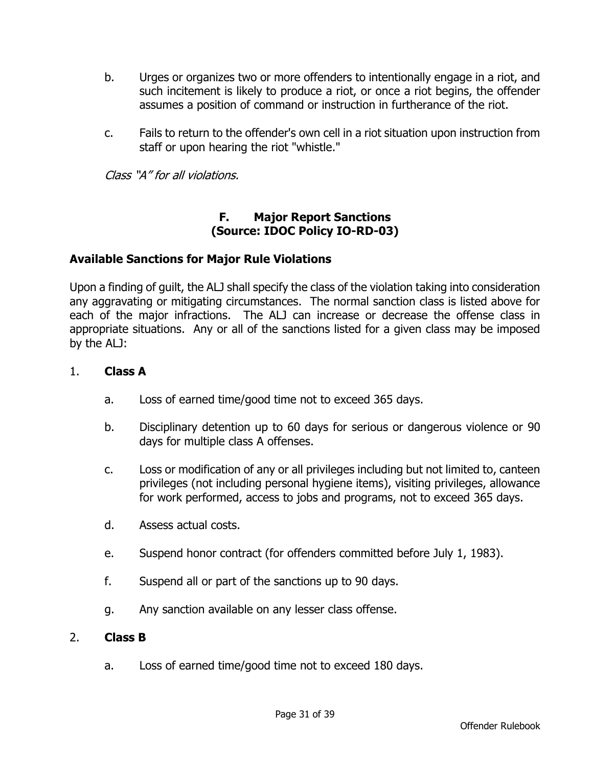b. Urges or organizes two or more offenders to intentionally engage in a riot, and such incitement is likely to produce a riot, or once a riot begins, the offender assumes a position of command or instruction in furtherance of the riot.

c. Fails to return to the offender's own cell in a riot situation upon instruction from staff or upon hearing the riot "whistle."

*Class "A" for all violations.*

## F. Major Report Sanctions
## (Source: IDOC Policy IO-RD-03)

### Available Sanctions for Major Rule Violations

Upon a finding of guilt, the ALJ shall specify the class of the violation taking into consideration any aggravating or mitigating circumstances. The normal sanction class is listed above for each of the major infractions. The ALJ can increase or decrease the offense class in appropriate situations. Any or all of the sanctions listed for a given class may be imposed by the ALJ:

1. **Class A**

   a. Loss of earned time/good time not to exceed 365 days.

   b. Disciplinary detention up to 60 days for serious or dangerous violence or 90 days for multiple class A offenses.

   c. Loss or modification of any or all privileges including but not limited to, canteen privileges (not including personal hygiene items), visiting privileges, allowance for work performed, access to jobs and programs, not to exceed 365 days.

   d. Assess actual costs.

   e. Suspend honor contract (for offenders committed before July 1, 1983).

   f. Suspend all or part of the sanctions up to 90 days.

   g. Any sanction available on any lesser class offense.

2. **Class B**

   a. Loss of earned time/good time not to exceed 180 days.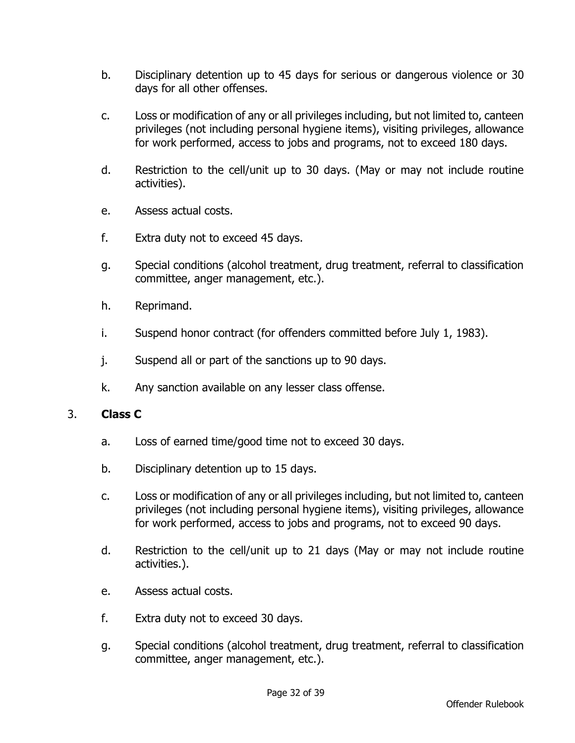b. Disciplinary detention up to 45 days for serious or dangerous violence or 30 days for all other offenses.

c. Loss or modification of any or all privileges including, but not limited to, canteen privileges (not including personal hygiene items), visiting privileges, allowance for work performed, access to jobs and programs, not to exceed 180 days.

d. Restriction to the cell/unit up to 30 days. (May or may not include routine activities).

e. Assess actual costs.

f. Extra duty not to exceed 45 days.

g. Special conditions (alcohol treatment, drug treatment, referral to classification committee, anger management, etc.).

h. Reprimand.

i. Suspend honor contract (for offenders committed before July 1, 1983).

j. Suspend all or part of the sanctions up to 90 days.

k. Any sanction available on any lesser class offense.

3. **Class C**

a. Loss of earned time/good time not to exceed 30 days.

b. Disciplinary detention up to 15 days.

c. Loss or modification of any or all privileges including, but not limited to, canteen privileges (not including personal hygiene items), visiting privileges, allowance for work performed, access to jobs and programs, not to exceed 90 days.

d. Restriction to the cell/unit up to 21 days (May or may not include routine activities.).

e. Assess actual costs.

f. Extra duty not to exceed 30 days.

g. Special conditions (alcohol treatment, drug treatment, referral to classification committee, anger management, etc.).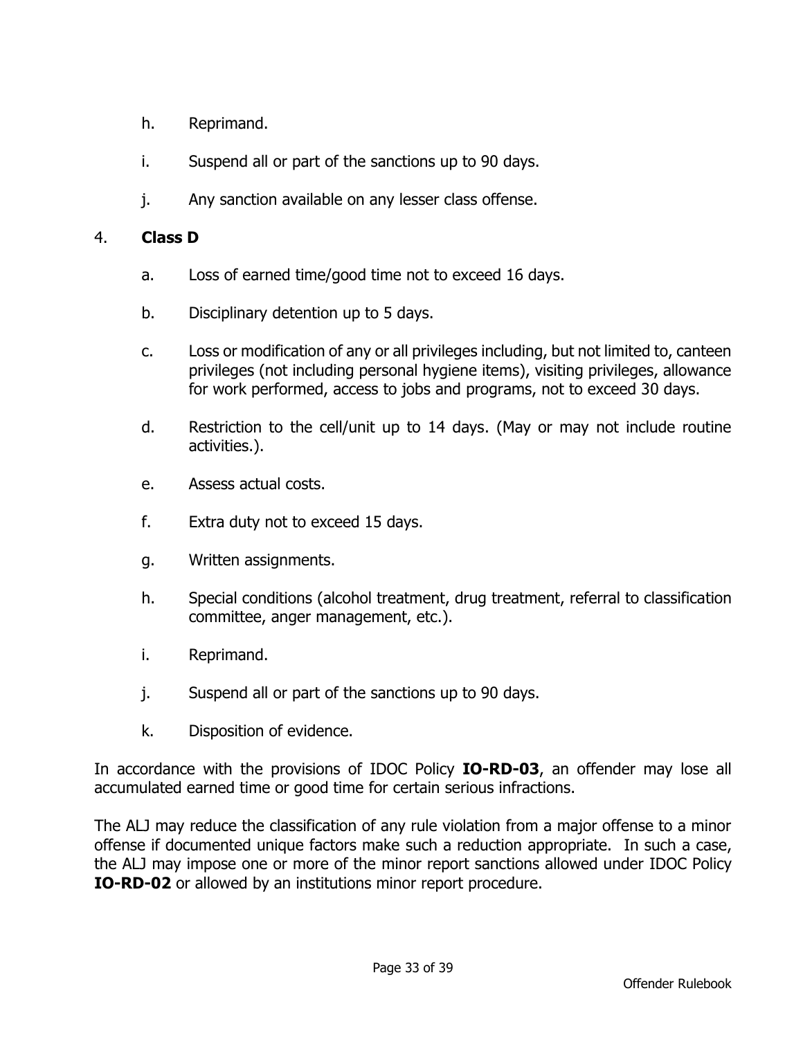h. Reprimand.

i. Suspend all or part of the sanctions up to 90 days.

j. Any sanction available on any lesser class offense.

4. **Class D**

a. Loss of earned time/good time not to exceed 16 days.

b. Disciplinary detention up to 5 days.

c. Loss or modification of any or all privileges including, but not limited to, canteen privileges (not including personal hygiene items), visiting privileges, allowance for work performed, access to jobs and programs, not to exceed 30 days.

d. Restriction to the cell/unit up to 14 days. (May or may not include routine activities.).

e. Assess actual costs.

f. Extra duty not to exceed 15 days.

g. Written assignments.

h. Special conditions (alcohol treatment, drug treatment, referral to classification committee, anger management, etc.).

i. Reprimand.

j. Suspend all or part of the sanctions up to 90 days.

k. Disposition of evidence.

In accordance with the provisions of IDOC Policy **IO-RD-03**, an offender may lose all accumulated earned time or good time for certain serious infractions.

The ALJ may reduce the classification of any rule violation from a major offense to a minor offense if documented unique factors make such a reduction appropriate. In such a case, the ALJ may impose one or more of the minor report sanctions allowed under IDOC Policy **IO-RD-02** or allowed by an institutions minor report procedure.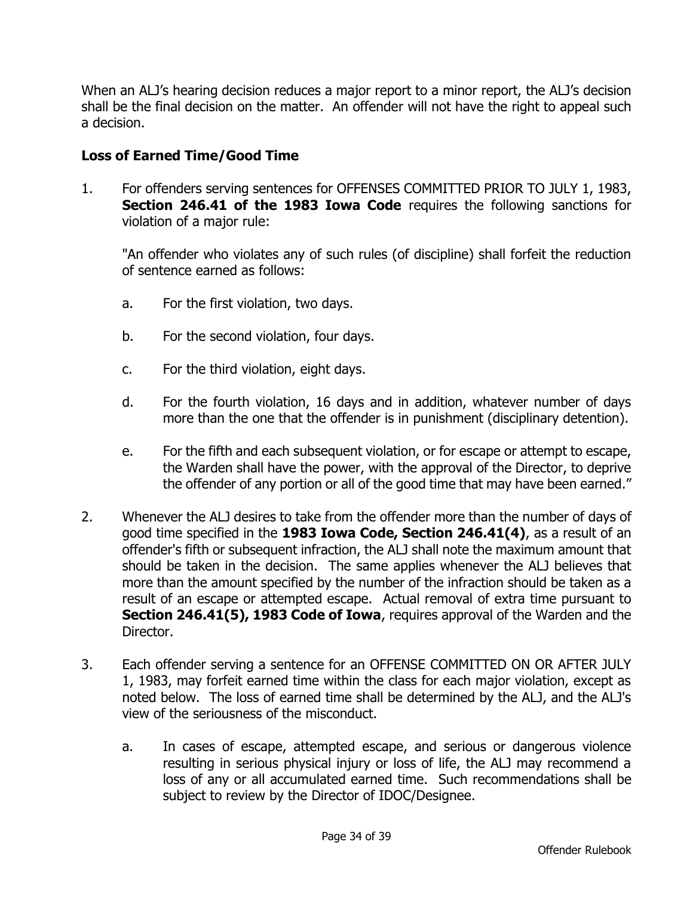When an ALJ's hearing decision reduces a major report to a minor report, the ALJ's decision shall be the final decision on the matter. An offender will not have the right to appeal such a decision.

### Loss of Earned Time/Good Time

1. For offenders serving sentences for OFFENSES COMMITTED PRIOR TO JULY 1, 1983, **Section 246.41 of the 1983 Iowa Code** requires the following sanctions for violation of a major rule:

   "An offender who violates any of such rules (of discipline) shall forfeit the reduction of sentence earned as follows:

   a. For the first violation, two days.

   b. For the second violation, four days.

   c. For the third violation, eight days.

   d. For the fourth violation, 16 days and in addition, whatever number of days more than the one that the offender is in punishment (disciplinary detention).

   e. For the fifth and each subsequent violation, or for escape or attempt to escape, the Warden shall have the power, with the approval of the Director, to deprive the offender of any portion or all of the good time that may have been earned."

2. Whenever the ALJ desires to take from the offender more than the number of days of good time specified in the **1983 Iowa Code, Section 246.41(4)**, as a result of an offender's fifth or subsequent infraction, the ALJ shall note the maximum amount that should be taken in the decision. The same applies whenever the ALJ believes that more than the amount specified by the number of the infraction should be taken as a result of an escape or attempted escape. Actual removal of extra time pursuant to **Section 246.41(5), 1983 Code of Iowa**, requires approval of the Warden and the Director.

3. Each offender serving a sentence for an OFFENSE COMMITTED ON OR AFTER JULY 1, 1983, may forfeit earned time within the class for each major violation, except as noted below. The loss of earned time shall be determined by the ALJ, and the ALJ's view of the seriousness of the misconduct.

   a. In cases of escape, attempted escape, and serious or dangerous violence resulting in serious physical injury or loss of life, the ALJ may recommend a loss of any or all accumulated earned time. Such recommendations shall be subject to review by the Director of IDOC/Designee.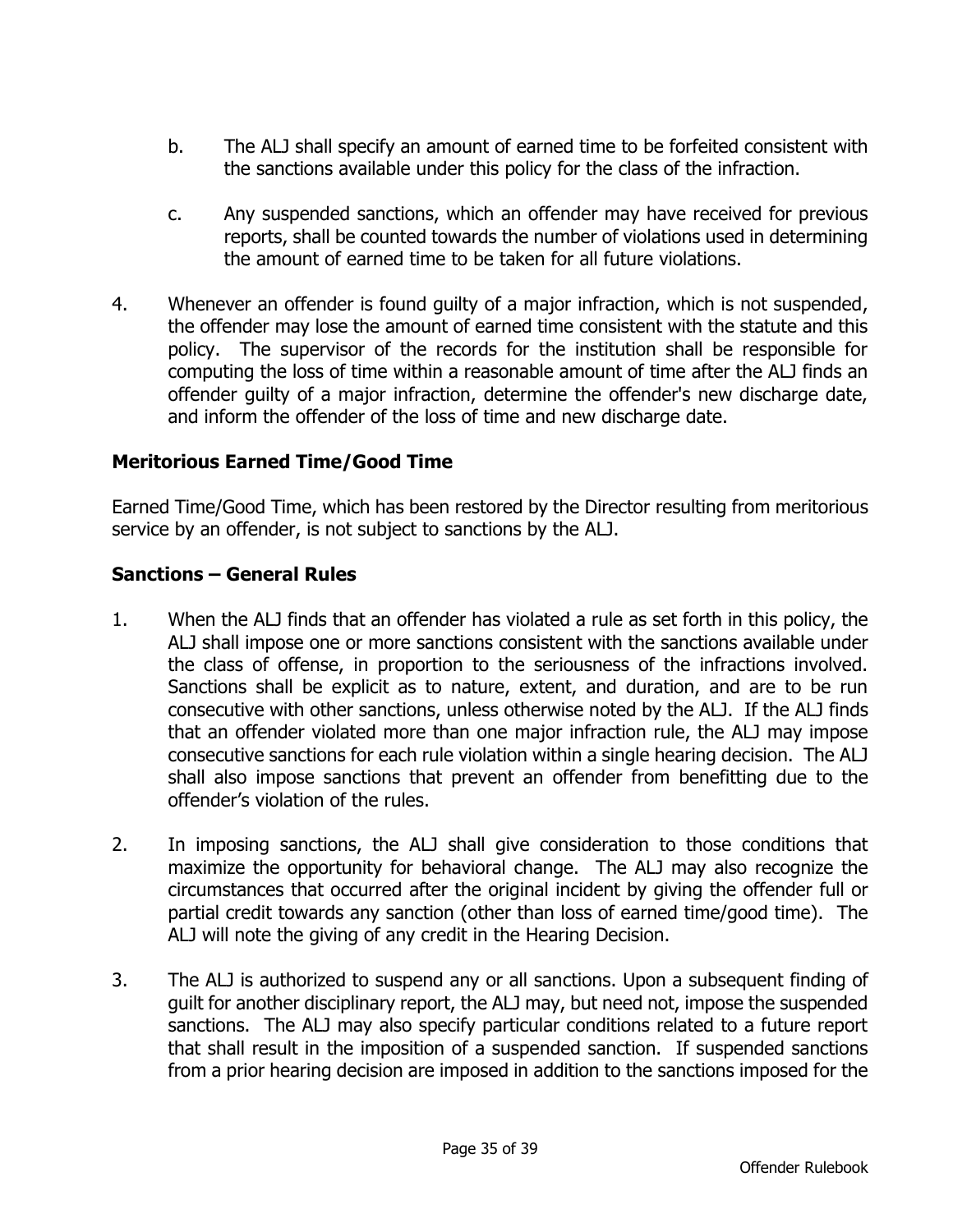b. The ALJ shall specify an amount of earned time to be forfeited consistent with the sanctions available under this policy for the class of the infraction.

c. Any suspended sanctions, which an offender may have received for previous reports, shall be counted towards the number of violations used in determining the amount of earned time to be taken for all future violations.

4. Whenever an offender is found guilty of a major infraction, which is not suspended, the offender may lose the amount of earned time consistent with the statute and this policy. The supervisor of the records for the institution shall be responsible for computing the loss of time within a reasonable amount of time after the ALJ finds an offender guilty of a major infraction, determine the offender's new discharge date, and inform the offender of the loss of time and new discharge date.

## Meritorious Earned Time/Good Time

Earned Time/Good Time, which has been restored by the Director resulting from meritorious service by an offender, is not subject to sanctions by the ALJ.

## Sanctions – General Rules

1. When the ALJ finds that an offender has violated a rule as set forth in this policy, the ALJ shall impose one or more sanctions consistent with the sanctions available under the class of offense, in proportion to the seriousness of the infractions involved. Sanctions shall be explicit as to nature, extent, and duration, and are to be run consecutive with other sanctions, unless otherwise noted by the ALJ. If the ALJ finds that an offender violated more than one major infraction rule, the ALJ may impose consecutive sanctions for each rule violation within a single hearing decision. The ALJ shall also impose sanctions that prevent an offender from benefitting due to the offender's violation of the rules.

2. In imposing sanctions, the ALJ shall give consideration to those conditions that maximize the opportunity for behavioral change. The ALJ may also recognize the circumstances that occurred after the original incident by giving the offender full or partial credit towards any sanction (other than loss of earned time/good time). The ALJ will note the giving of any credit in the Hearing Decision.

3. The ALJ is authorized to suspend any or all sanctions. Upon a subsequent finding of guilt for another disciplinary report, the ALJ may, but need not, impose the suspended sanctions. The ALJ may also specify particular conditions related to a future report that shall result in the imposition of a suspended sanction. If suspended sanctions from a prior hearing decision are imposed in addition to the sanctions imposed for the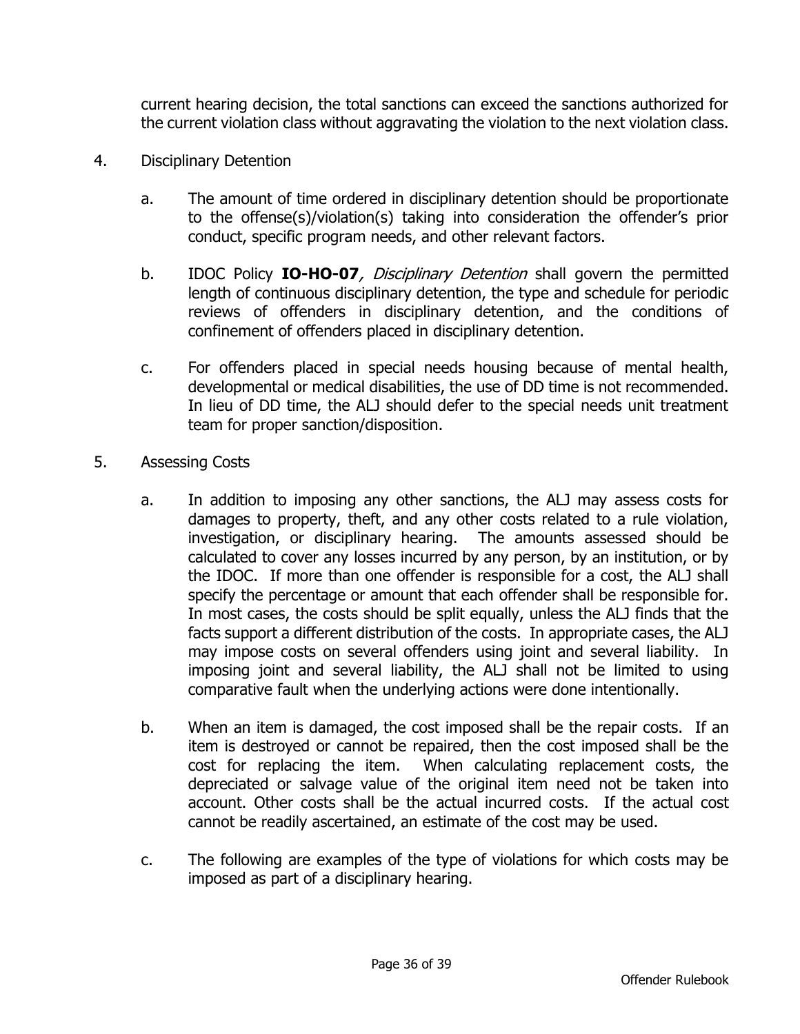current hearing decision, the total sanctions can exceed the sanctions authorized for the current violation class without aggravating the violation to the next violation class.

4. Disciplinary Detention

   a. The amount of time ordered in disciplinary detention should be proportionate to the offense(s)/violation(s) taking into consideration the offender's prior conduct, specific program needs, and other relevant factors.

   b. IDOC Policy **IO-HO-07**, *Disciplinary Detention* shall govern the permitted length of continuous disciplinary detention, the type and schedule for periodic reviews of offenders in disciplinary detention, and the conditions of confinement of offenders placed in disciplinary detention.

   c. For offenders placed in special needs housing because of mental health, developmental or medical disabilities, the use of DD time is not recommended. In lieu of DD time, the ALJ should defer to the special needs unit treatment team for proper sanction/disposition.

5. Assessing Costs

   a. In addition to imposing any other sanctions, the ALJ may assess costs for damages to property, theft, and any other costs related to a rule violation, investigation, or disciplinary hearing. The amounts assessed should be calculated to cover any losses incurred by any person, by an institution, or by the IDOC. If more than one offender is responsible for a cost, the ALJ shall specify the percentage or amount that each offender shall be responsible for. In most cases, the costs should be split equally, unless the ALJ finds that the facts support a different distribution of the costs. In appropriate cases, the ALJ may impose costs on several offenders using joint and several liability. In imposing joint and several liability, the ALJ shall not be limited to using comparative fault when the underlying actions were done intentionally.

   b. When an item is damaged, the cost imposed shall be the repair costs. If an item is destroyed or cannot be repaired, then the cost imposed shall be the cost for replacing the item. When calculating replacement costs, the depreciated or salvage value of the original item need not be taken into account. Other costs shall be the actual incurred costs. If the actual cost cannot be readily ascertained, an estimate of the cost may be used.

   c. The following are examples of the type of violations for which costs may be imposed as part of a disciplinary hearing.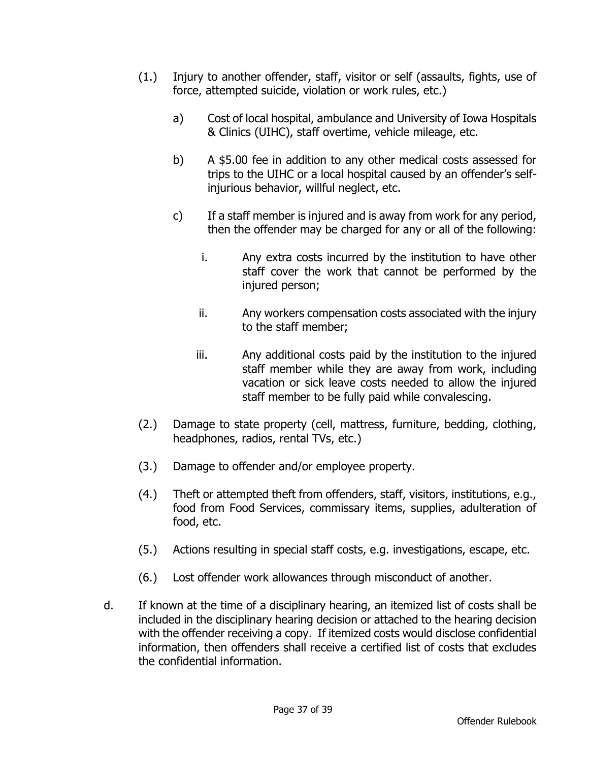(1.) Injury to another offender, staff, visitor or self (assaults, fights, use of force, attempted suicide, violation or work rules, etc.)

  a) Cost of local hospital, ambulance and University of Iowa Hospitals & Clinics (UIHC), staff overtime, vehicle mileage, etc.

  b) A $5.00 fee in addition to any other medical costs assessed for trips to the UIHC or a local hospital caused by an offender's self-injurious behavior, willful neglect, etc.

  c) If a staff member is injured and is away from work for any period, then the offender may be charged for any or all of the following:

   i. Any extra costs incurred by the institution to have other staff cover the work that cannot be performed by the injured person;

   ii. Any workers compensation costs associated with the injury to the staff member;

   iii. Any additional costs paid by the institution to the injured staff member while they are away from work, including vacation or sick leave costs needed to allow the injured staff member to be fully paid while convalescing.

(2.) Damage to state property (cell, mattress, furniture, bedding, clothing, headphones, radios, rental TVs, etc.)

(3.) Damage to offender and/or employee property.

(4.) Theft or attempted theft from offenders, staff, visitors, institutions, e.g., food from Food Services, commissary items, supplies, adulteration of food, etc.

(5.) Actions resulting in special staff costs, e.g. investigations, escape, etc.

(6.) Lost offender work allowances through misconduct of another.

d. If known at the time of a disciplinary hearing, an itemized list of costs shall be included in the disciplinary hearing decision or attached to the hearing decision with the offender receiving a copy. If itemized costs would disclose confidential information, then offenders shall receive a certified list of costs that excludes the confidential information.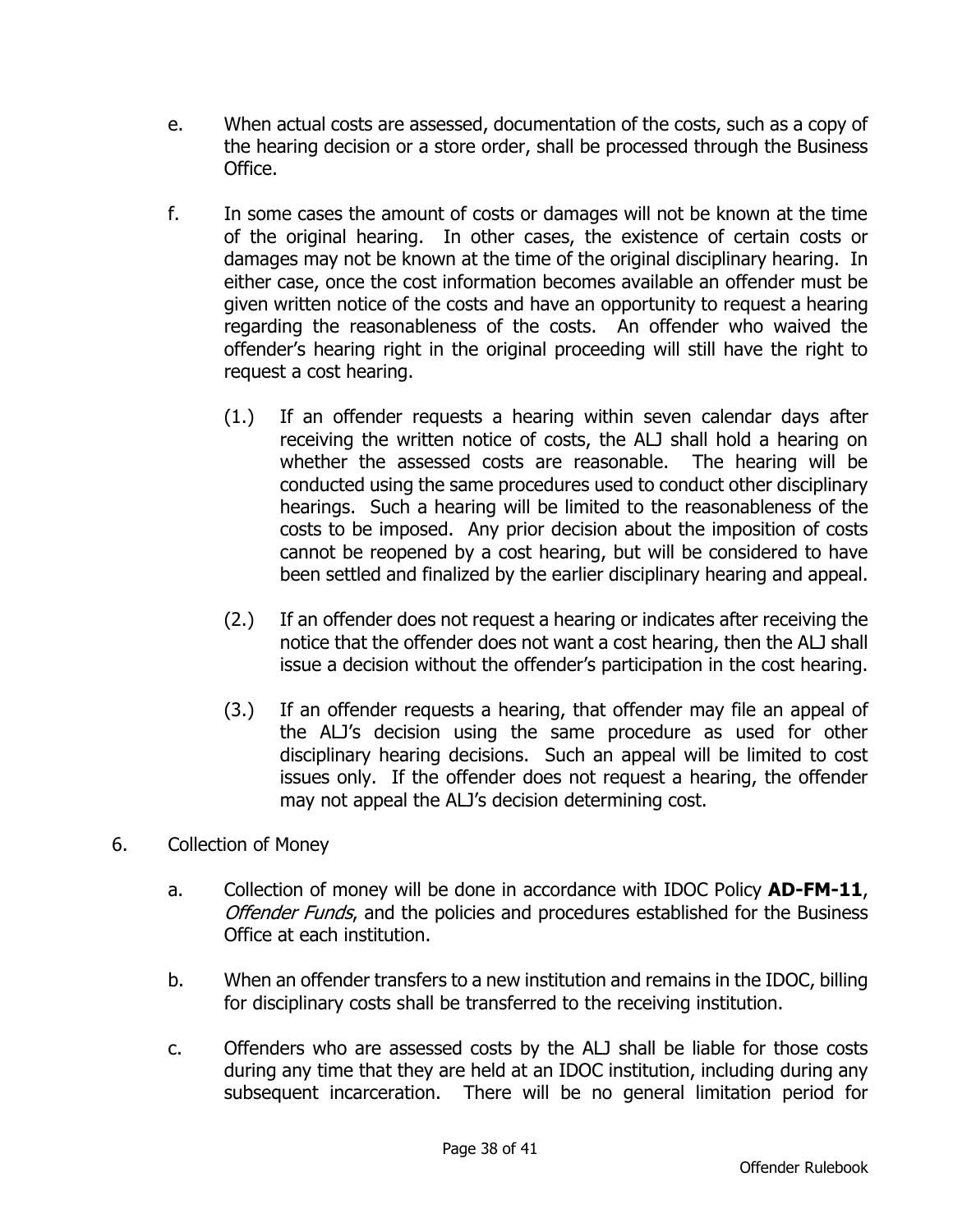e. When actual costs are assessed, documentation of the costs, such as a copy of the hearing decision or a store order, shall be processed through the Business Office.

f. In some cases the amount of costs or damages will not be known at the time of the original hearing. In other cases, the existence of certain costs or damages may not be known at the time of the original disciplinary hearing. In either case, once the cost information becomes available an offender must be given written notice of the costs and have an opportunity to request a hearing regarding the reasonableness of the costs. An offender who waived the offender's hearing right in the original proceeding will still have the right to request a cost hearing.

   (1.) If an offender requests a hearing within seven calendar days after receiving the written notice of costs, the ALJ shall hold a hearing on whether the assessed costs are reasonable. The hearing will be conducted using the same procedures used to conduct other disciplinary hearings. Such a hearing will be limited to the reasonableness of the costs to be imposed. Any prior decision about the imposition of costs cannot be reopened by a cost hearing, but will be considered to have been settled and finalized by the earlier disciplinary hearing and appeal.

   (2.) If an offender does not request a hearing or indicates after receiving the notice that the offender does not want a cost hearing, then the ALJ shall issue a decision without the offender's participation in the cost hearing.

   (3.) If an offender requests a hearing, that offender may file an appeal of the ALJ's decision using the same procedure as used for other disciplinary hearing decisions. Such an appeal will be limited to cost issues only. If the offender does not request a hearing, the offender may not appeal the ALJ's decision determining cost.

6. Collection of Money

   a. Collection of money will be done in accordance with IDOC Policy **AD-FM-11**, *Offender Funds*, and the policies and procedures established for the Business Office at each institution.

   b. When an offender transfers to a new institution and remains in the IDOC, billing for disciplinary costs shall be transferred to the receiving institution.

   c. Offenders who are assessed costs by the ALJ shall be liable for those costs during any time that they are held at an IDOC institution, including during any subsequent incarceration. There will be no general limitation period for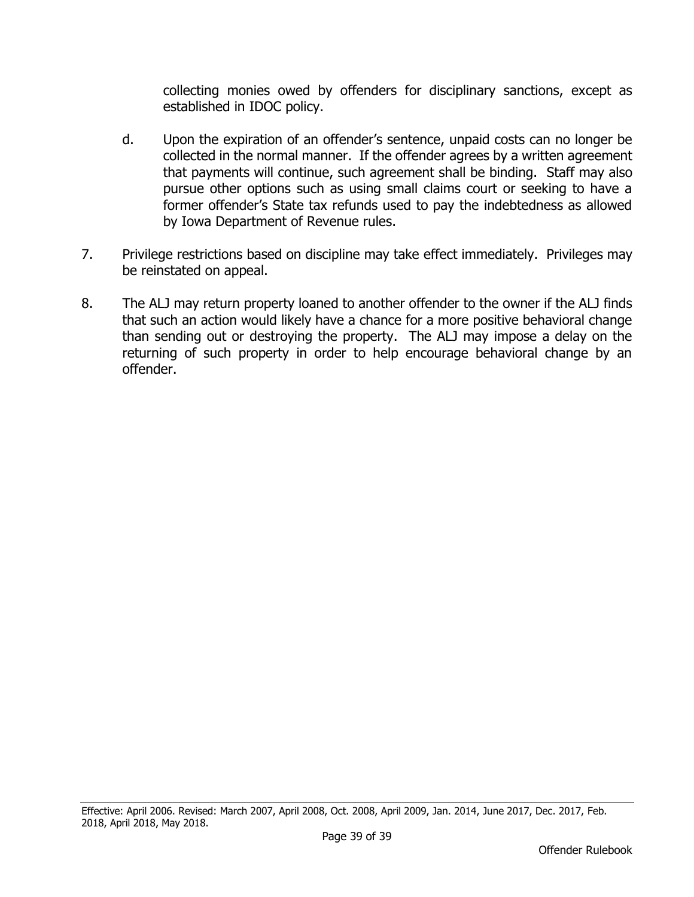collecting monies owed by offenders for disciplinary sanctions, except as established in IDOC policy.

d. Upon the expiration of an offender's sentence, unpaid costs can no longer be collected in the normal manner. If the offender agrees by a written agreement that payments will continue, such agreement shall be binding. Staff may also pursue other options such as using small claims court or seeking to have a former offender's State tax refunds used to pay the indebtedness as allowed by Iowa Department of Revenue rules.

7. Privilege restrictions based on discipline may take effect immediately. Privileges may be reinstated on appeal.

8. The ALJ may return property loaned to another offender to the owner if the ALJ finds that such an action would likely have a chance for a more positive behavioral change than sending out or destroying the property. The ALJ may impose a delay on the returning of such property in order to help encourage behavioral change by an offender.